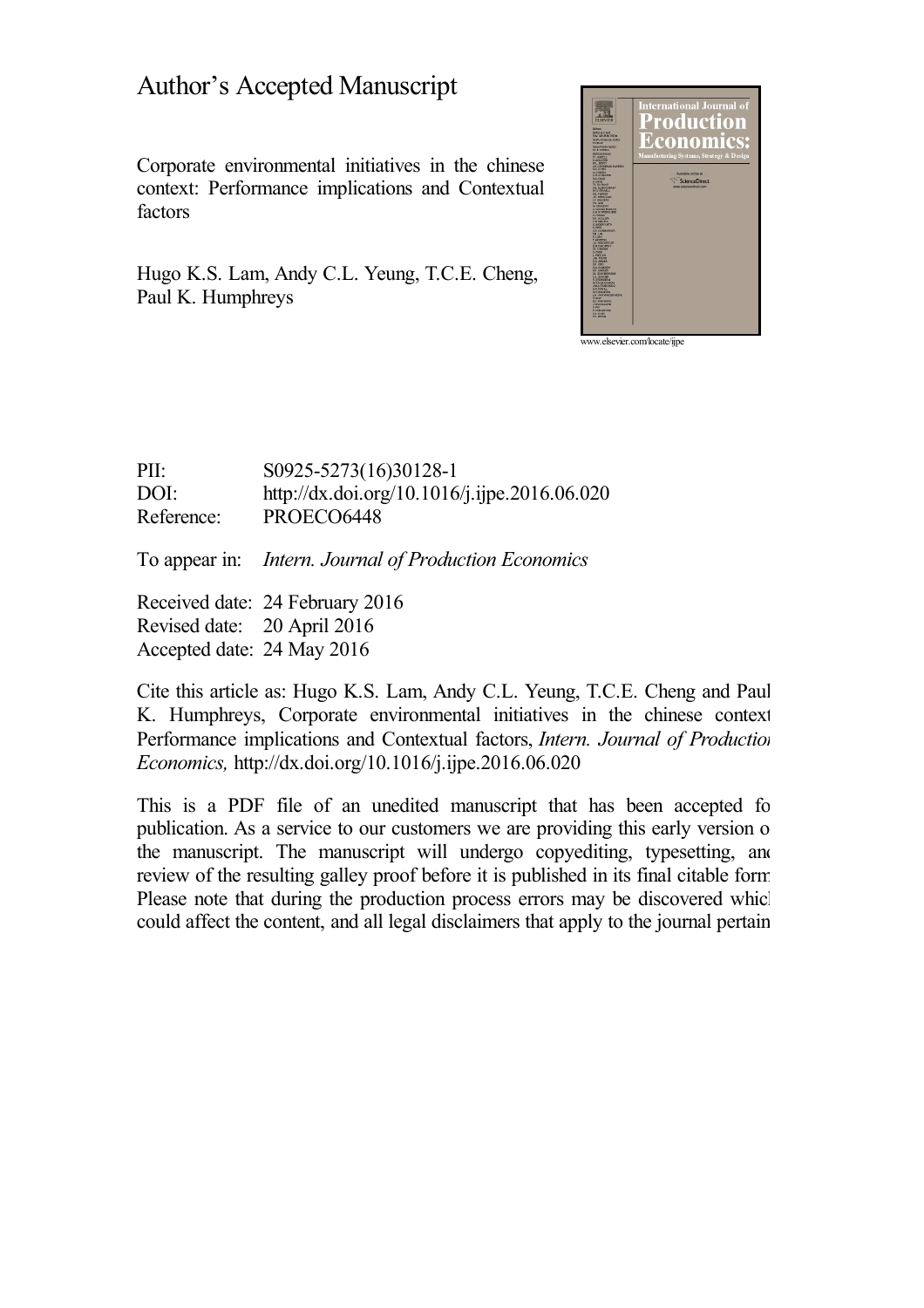# Author's Accepted Manuscript

Corporate environmental initiatives in the chinese context: Performance implications and Contextual factors

Hugo K.S. Lam, Andy C.L. Yeung, T.C.E. Cheng, Paul K. Humphreys

www.elsevier.com/locate/ijpe

PII: S0925-5273(16)30128-1
DOI: http://dx.doi.org/10.1016/j.ijpe.2016.06.020
Reference: PROECO6448

To appear in: *Intern. Journal of Production Economics*

Received date: 24 February 2016
Revised date: 20 April 2016
Accepted date: 24 May 2016

Cite this article as: Hugo K.S. Lam, Andy C.L. Yeung, T.C.E. Cheng and Paul K. Humphreys, Corporate environmental initiatives in the chinese context: Performance implications and Contextual factors, *Intern. Journal of Production Economics,* http://dx.doi.org/10.1016/j.ijpe.2016.06.020

This is a PDF file of an unedited manuscript that has been accepted for publication. As a service to our customers we are providing this early version of the manuscript. The manuscript will undergo copyediting, typesetting, and review of the resulting galley proof before it is published in its final citable form. Please note that during the production process errors may be discovered which could affect the content, and all legal disclaimers that apply to the journal pertain.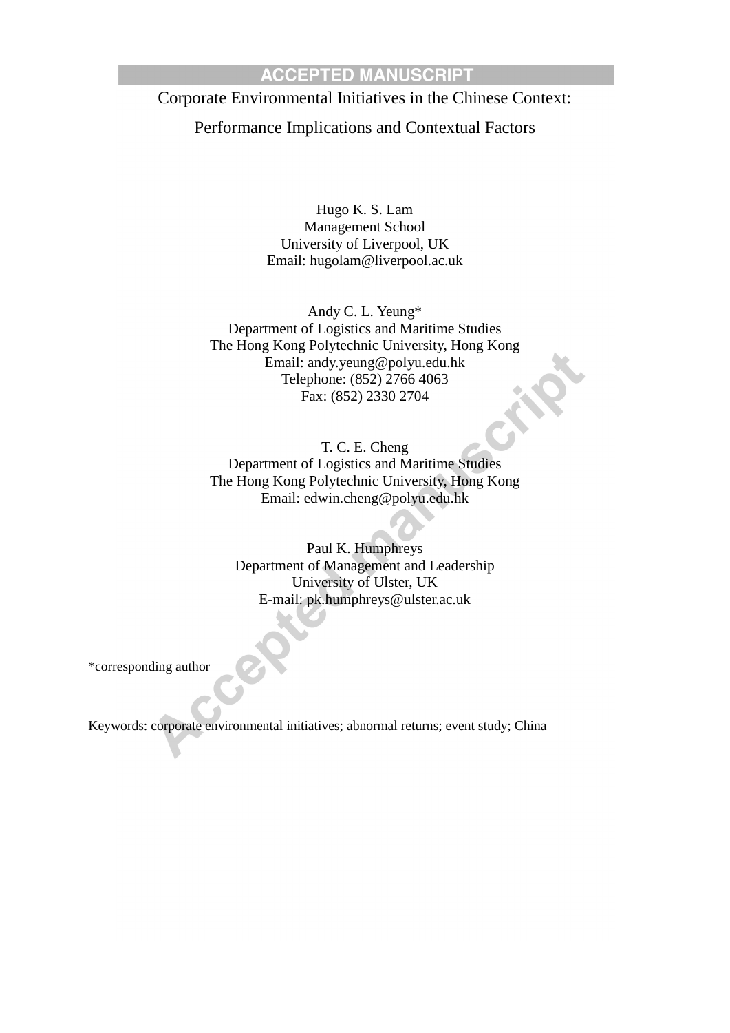# Corporate Environmental Initiatives in the Chinese Context: Performance Implications and Contextual Factors

Hugo K. S. Lam
Management School
University of Liverpool, UK
Email: hugolam@liverpool.ac.uk

Andy C. L. Yeung*
Department of Logistics and Maritime Studies
The Hong Kong Polytechnic University, Hong Kong
Email: andy.yeung@polyu.edu.hk
Telephone: (852) 2766 4063
Fax: (852) 2330 2704

T. C. E. Cheng
Department of Logistics and Maritime Studies
The Hong Kong Polytechnic University, Hong Kong
Email: edwin.cheng@polyu.edu.hk

Paul K. Humphreys
Department of Management and Leadership
University of Ulster, UK
E-mail: pk.humphreys@ulster.ac.uk

*corresponding author

Keywords: corporate environmental initiatives; abnormal returns; event study; China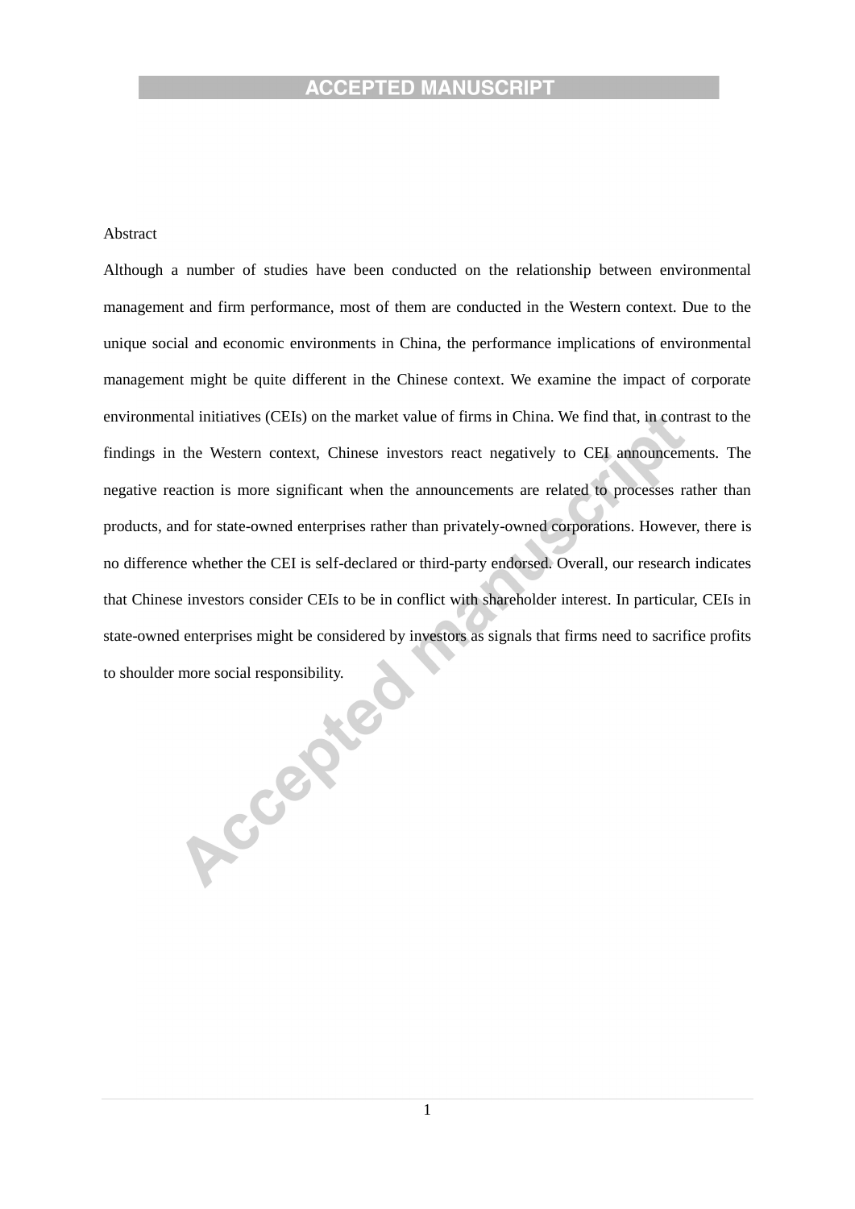Abstract

Although a number of studies have been conducted on the relationship between environmental management and firm performance, most of them are conducted in the Western context. Due to the unique social and economic environments in China, the performance implications of environmental management might be quite different in the Chinese context. We examine the impact of corporate environmental initiatives (CEIs) on the market value of firms in China. We find that, in contrast to the findings in the Western context, Chinese investors react negatively to CEI announcements. The negative reaction is more significant when the announcements are related to processes rather than products, and for state-owned enterprises rather than privately-owned corporations. However, there is no difference whether the CEI is self-declared or third-party endorsed. Overall, our research indicates that Chinese investors consider CEIs to be in conflict with shareholder interest. In particular, CEIs in state-owned enterprises might be considered by investors as signals that firms need to sacrifice profits to shoulder more social responsibility.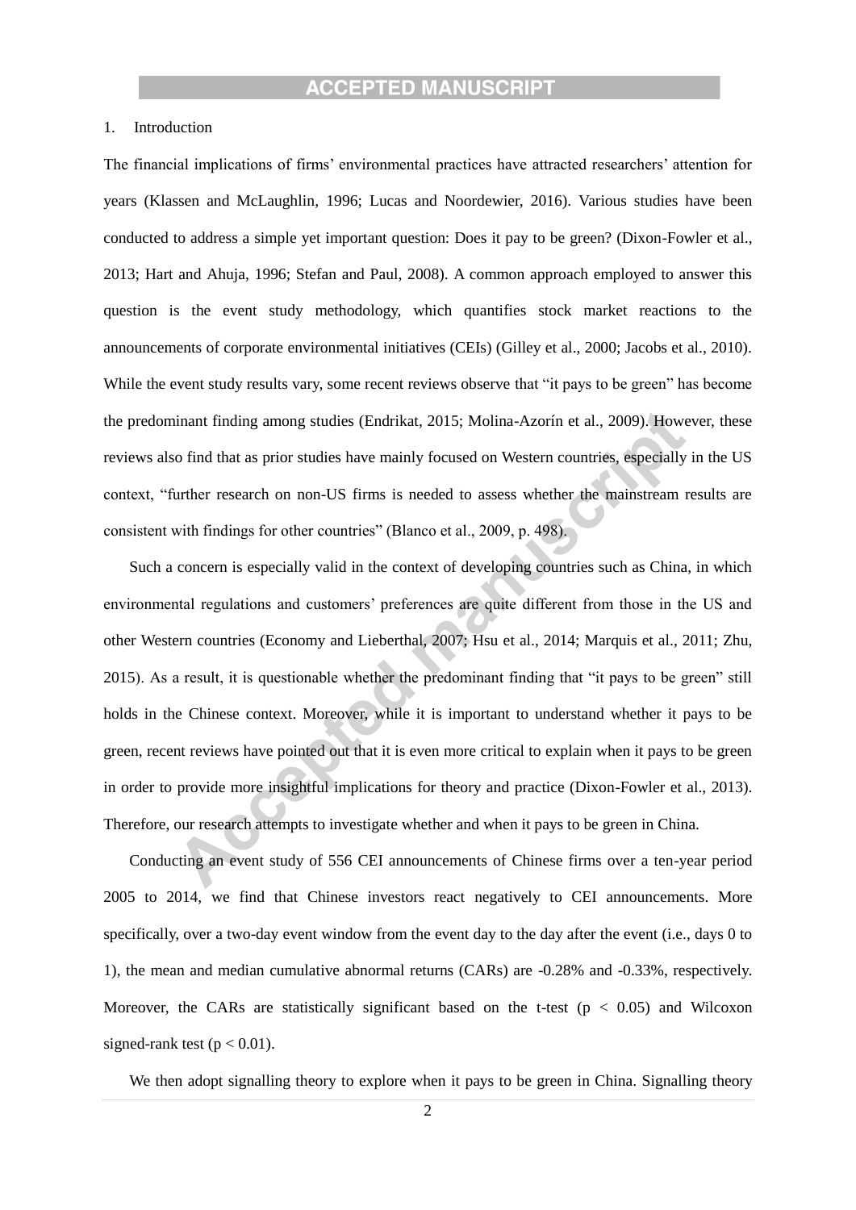## 1. Introduction

The financial implications of firms' environmental practices have attracted researchers' attention for years (Klassen and McLaughlin, 1996; Lucas and Noordewier, 2016). Various studies have been conducted to address a simple yet important question: Does it pay to be green? (Dixon-Fowler et al., 2013; Hart and Ahuja, 1996; Stefan and Paul, 2008). A common approach employed to answer this question is the event study methodology, which quantifies stock market reactions to the announcements of corporate environmental initiatives (CEIs) (Gilley et al., 2000; Jacobs et al., 2010). While the event study results vary, some recent reviews observe that "it pays to be green" has become the predominant finding among studies (Endrikat, 2015; Molina-Azorín et al., 2009). However, these reviews also find that as prior studies have mainly focused on Western countries, especially in the US context, "further research on non-US firms is needed to assess whether the mainstream results are consistent with findings for other countries" (Blanco et al., 2009, p. 498).

Such a concern is especially valid in the context of developing countries such as China, in which environmental regulations and customers' preferences are quite different from those in the US and other Western countries (Economy and Lieberthal, 2007; Hsu et al., 2014; Marquis et al., 2011; Zhu, 2015). As a result, it is questionable whether the predominant finding that "it pays to be green" still holds in the Chinese context. Moreover, while it is important to understand whether it pays to be green, recent reviews have pointed out that it is even more critical to explain when it pays to be green in order to provide more insightful implications for theory and practice (Dixon-Fowler et al., 2013). Therefore, our research attempts to investigate whether and when it pays to be green in China.

Conducting an event study of 556 CEI announcements of Chinese firms over a ten-year period 2005 to 2014, we find that Chinese investors react negatively to CEI announcements. More specifically, over a two-day event window from the event day to the day after the event (i.e., days 0 to 1), the mean and median cumulative abnormal returns (CARs) are -0.28% and -0.33%, respectively. Moreover, the CARs are statistically significant based on the t-test ($p < 0.05$) and Wilcoxon signed-rank test ($p < 0.01$).

We then adopt signalling theory to explore when it pays to be green in China. Signalling theory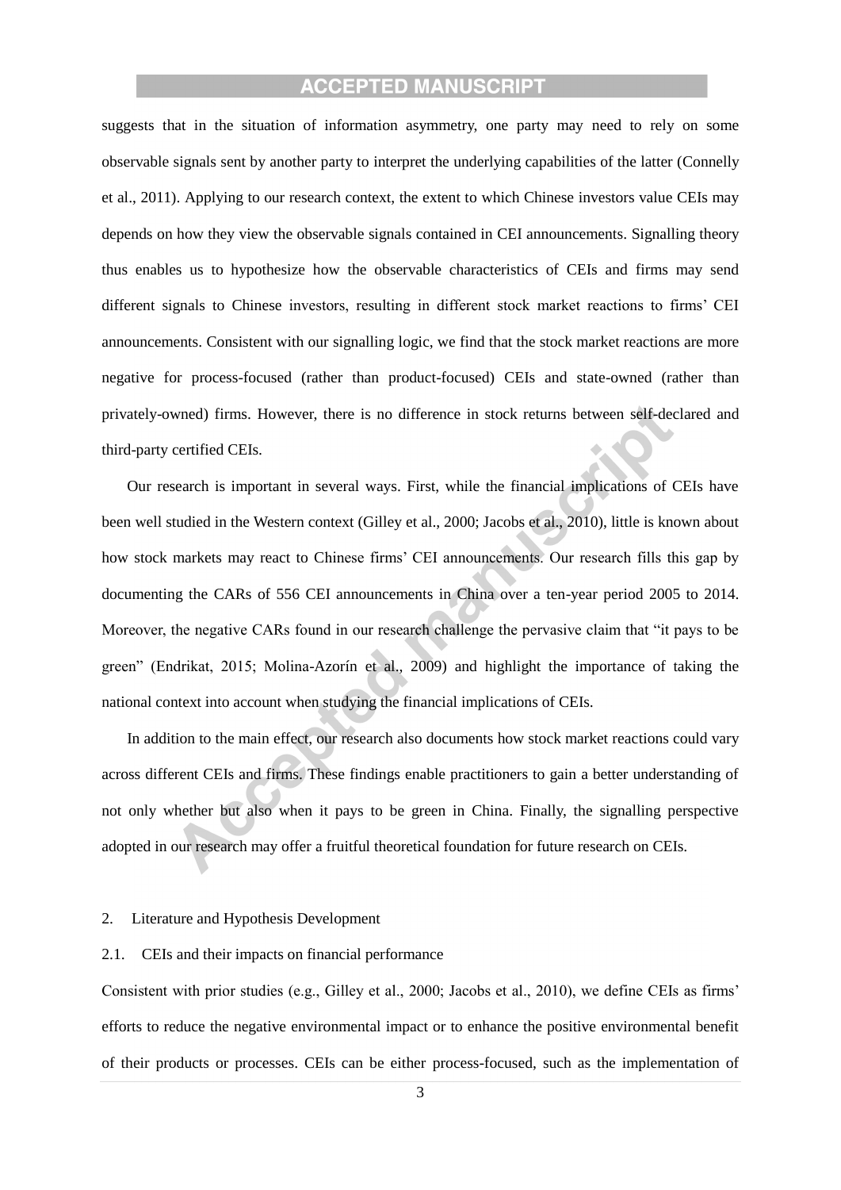suggests that in the situation of information asymmetry, one party may need to rely on some observable signals sent by another party to interpret the underlying capabilities of the latter (Connelly et al., 2011). Applying to our research context, the extent to which Chinese investors value CEIs may depends on how they view the observable signals contained in CEI announcements. Signalling theory thus enables us to hypothesize how the observable characteristics of CEIs and firms may send different signals to Chinese investors, resulting in different stock market reactions to firms' CEI announcements. Consistent with our signalling logic, we find that the stock market reactions are more negative for process-focused (rather than product-focused) CEIs and state-owned (rather than privately-owned) firms. However, there is no difference in stock returns between self-declared and third-party certified CEIs.

Our research is important in several ways. First, while the financial implications of CEIs have been well studied in the Western context (Gilley et al., 2000; Jacobs et al., 2010), little is known about how stock markets may react to Chinese firms' CEI announcements. Our research fills this gap by documenting the CARs of 556 CEI announcements in China over a ten-year period 2005 to 2014. Moreover, the negative CARs found in our research challenge the pervasive claim that "it pays to be green" (Endrikat, 2015; Molina-Azorín et al., 2009) and highlight the importance of taking the national context into account when studying the financial implications of CEIs.

In addition to the main effect, our research also documents how stock market reactions could vary across different CEIs and firms. These findings enable practitioners to gain a better understanding of not only whether but also when it pays to be green in China. Finally, the signalling perspective adopted in our research may offer a fruitful theoretical foundation for future research on CEIs.

## 2. Literature and Hypothesis Development

### 2.1. CEIs and their impacts on financial performance

Consistent with prior studies (e.g., Gilley et al., 2000; Jacobs et al., 2010), we define CEIs as firms' efforts to reduce the negative environmental impact or to enhance the positive environmental benefit of their products or processes. CEIs can be either process-focused, such as the implementation of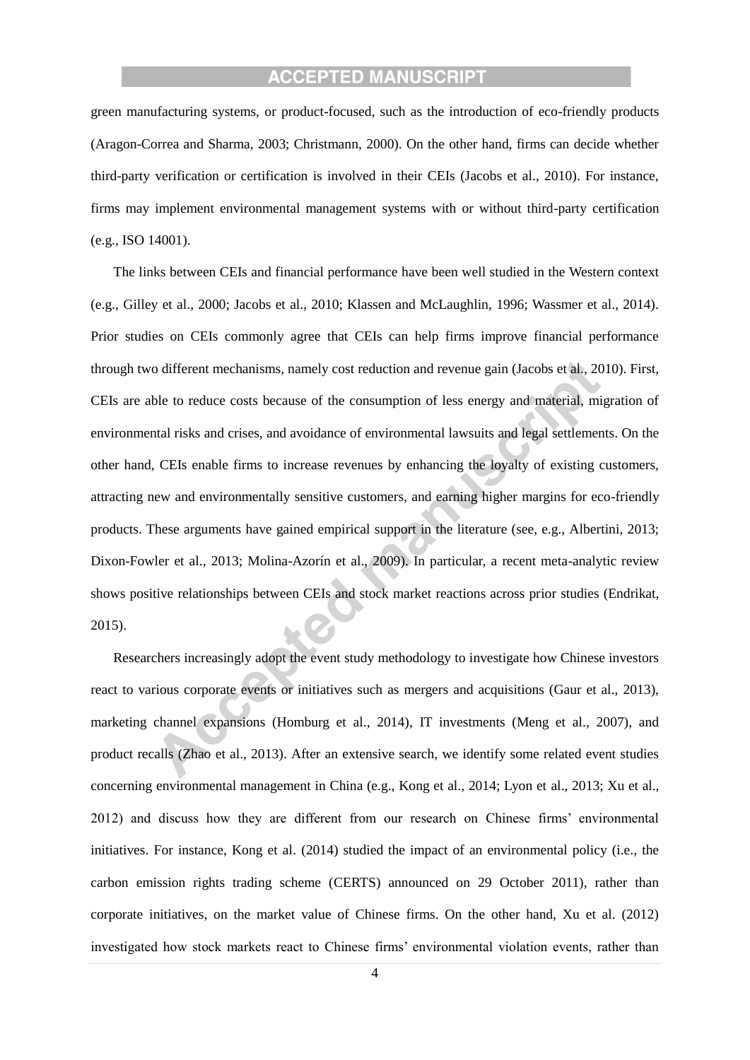green manufacturing systems, or product-focused, such as the introduction of eco-friendly products (Aragon-Correa and Sharma, 2003; Christmann, 2000). On the other hand, firms can decide whether third-party verification or certification is involved in their CEIs (Jacobs et al., 2010). For instance, firms may implement environmental management systems with or without third-party certification (e.g., ISO 14001).

The links between CEIs and financial performance have been well studied in the Western context (e.g., Gilley et al., 2000; Jacobs et al., 2010; Klassen and McLaughlin, 1996; Wassmer et al., 2014). Prior studies on CEIs commonly agree that CEIs can help firms improve financial performance through two different mechanisms, namely cost reduction and revenue gain (Jacobs et al., 2010). First, CEIs are able to reduce costs because of the consumption of less energy and material, migration of environmental risks and crises, and avoidance of environmental lawsuits and legal settlements. On the other hand, CEIs enable firms to increase revenues by enhancing the loyalty of existing customers, attracting new and environmentally sensitive customers, and earning higher margins for eco-friendly products. These arguments have gained empirical support in the literature (see, e.g., Albertini, 2013; Dixon-Fowler et al., 2013; Molina-Azorín et al., 2009). In particular, a recent meta-analytic review shows positive relationships between CEIs and stock market reactions across prior studies (Endrikat, 2015).

Researchers increasingly adopt the event study methodology to investigate how Chinese investors react to various corporate events or initiatives such as mergers and acquisitions (Gaur et al., 2013), marketing channel expansions (Homburg et al., 2014), IT investments (Meng et al., 2007), and product recalls (Zhao et al., 2013). After an extensive search, we identify some related event studies concerning environmental management in China (e.g., Kong et al., 2014; Lyon et al., 2013; Xu et al., 2012) and discuss how they are different from our research on Chinese firms' environmental initiatives. For instance, Kong et al. (2014) studied the impact of an environmental policy (i.e., the carbon emission rights trading scheme (CERTS) announced on 29 October 2011), rather than corporate initiatives, on the market value of Chinese firms. On the other hand, Xu et al. (2012) investigated how stock markets react to Chinese firms' environmental violation events, rather than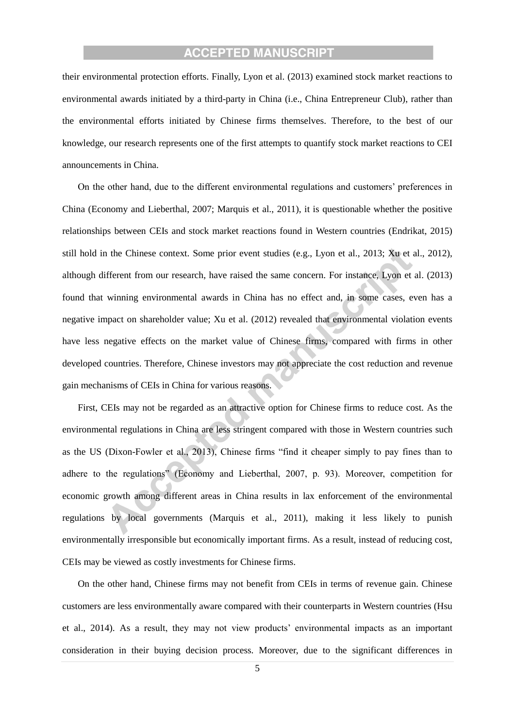their environmental protection efforts. Finally, Lyon et al. (2013) examined stock market reactions to environmental awards initiated by a third-party in China (i.e., China Entrepreneur Club), rather than the environmental efforts initiated by Chinese firms themselves. Therefore, to the best of our knowledge, our research represents one of the first attempts to quantify stock market reactions to CEI announcements in China.

On the other hand, due to the different environmental regulations and customers' preferences in China (Economy and Lieberthal, 2007; Marquis et al., 2011), it is questionable whether the positive relationships between CEIs and stock market reactions found in Western countries (Endrikat, 2015) still hold in the Chinese context. Some prior event studies (e.g., Lyon et al., 2013; Xu et al., 2012), although different from our research, have raised the same concern. For instance, Lyon et al. (2013) found that winning environmental awards in China has no effect and, in some cases, even has a negative impact on shareholder value; Xu et al. (2012) revealed that environmental violation events have less negative effects on the market value of Chinese firms, compared with firms in other developed countries. Therefore, Chinese investors may not appreciate the cost reduction and revenue gain mechanisms of CEIs in China for various reasons.

First, CEIs may not be regarded as an attractive option for Chinese firms to reduce cost. As the environmental regulations in China are less stringent compared with those in Western countries such as the US (Dixon-Fowler et al., 2013), Chinese firms "find it cheaper simply to pay fines than to adhere to the regulations" (Economy and Lieberthal, 2007, p. 93). Moreover, competition for economic growth among different areas in China results in lax enforcement of the environmental regulations by local governments (Marquis et al., 2011), making it less likely to punish environmentally irresponsible but economically important firms. As a result, instead of reducing cost, CEIs may be viewed as costly investments for Chinese firms.

On the other hand, Chinese firms may not benefit from CEIs in terms of revenue gain. Chinese customers are less environmentally aware compared with their counterparts in Western countries (Hsu et al., 2014). As a result, they may not view products' environmental impacts as an important consideration in their buying decision process. Moreover, due to the significant differences in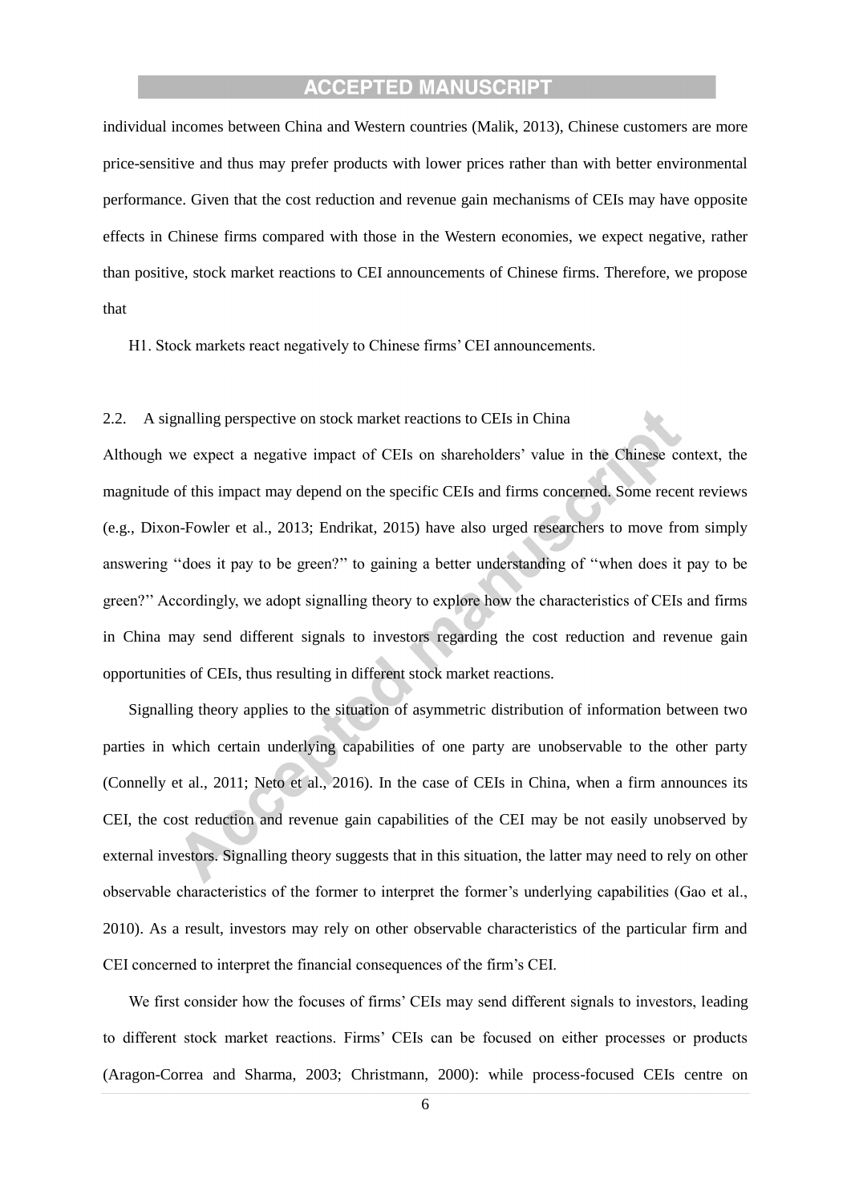individual incomes between China and Western countries (Malik, 2013), Chinese customers are more price-sensitive and thus may prefer products with lower prices rather than with better environmental performance. Given that the cost reduction and revenue gain mechanisms of CEIs may have opposite effects in Chinese firms compared with those in the Western economies, we expect negative, rather than positive, stock market reactions to CEI announcements of Chinese firms. Therefore, we propose that

H1. Stock markets react negatively to Chinese firms' CEI announcements.

## 2.2. A signalling perspective on stock market reactions to CEIs in China

Although we expect a negative impact of CEIs on shareholders' value in the Chinese context, the magnitude of this impact may depend on the specific CEIs and firms concerned. Some recent reviews (e.g., Dixon-Fowler et al., 2013; Endrikat, 2015) have also urged researchers to move from simply answering "does it pay to be green?" to gaining a better understanding of "when does it pay to be green?" Accordingly, we adopt signalling theory to explore how the characteristics of CEIs and firms in China may send different signals to investors regarding the cost reduction and revenue gain opportunities of CEIs, thus resulting in different stock market reactions.

Signalling theory applies to the situation of asymmetric distribution of information between two parties in which certain underlying capabilities of one party are unobservable to the other party (Connelly et al., 2011; Neto et al., 2016). In the case of CEIs in China, when a firm announces its CEI, the cost reduction and revenue gain capabilities of the CEI may be not easily unobserved by external investors. Signalling theory suggests that in this situation, the latter may need to rely on other observable characteristics of the former to interpret the former's underlying capabilities (Gao et al., 2010). As a result, investors may rely on other observable characteristics of the particular firm and CEI concerned to interpret the financial consequences of the firm's CEI.

We first consider how the focuses of firms' CEIs may send different signals to investors, leading to different stock market reactions. Firms' CEIs can be focused on either processes or products (Aragon-Correa and Sharma, 2003; Christmann, 2000): while process-focused CEIs centre on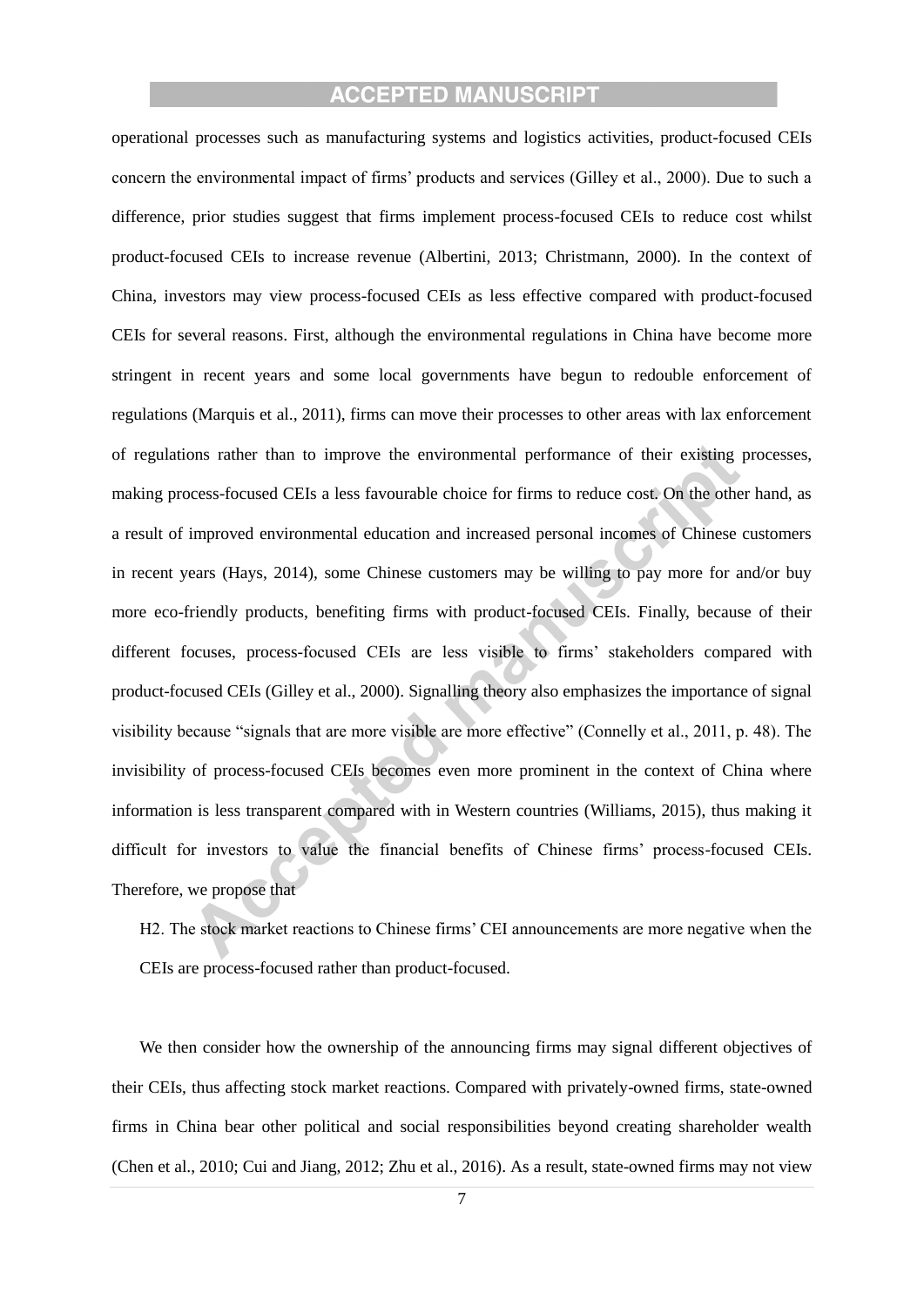operational processes such as manufacturing systems and logistics activities, product-focused CEIs concern the environmental impact of firms' products and services (Gilley et al., 2000). Due to such a difference, prior studies suggest that firms implement process-focused CEIs to reduce cost whilst product-focused CEIs to increase revenue (Albertini, 2013; Christmann, 2000). In the context of China, investors may view process-focused CEIs as less effective compared with product-focused CEIs for several reasons. First, although the environmental regulations in China have become more stringent in recent years and some local governments have begun to redouble enforcement of regulations (Marquis et al., 2011), firms can move their processes to other areas with lax enforcement of regulations rather than to improve the environmental performance of their existing processes, making process-focused CEIs a less favourable choice for firms to reduce cost. On the other hand, as a result of improved environmental education and increased personal incomes of Chinese customers in recent years (Hays, 2014), some Chinese customers may be willing to pay more for and/or buy more eco-friendly products, benefiting firms with product-focused CEIs. Finally, because of their different focuses, process-focused CEIs are less visible to firms' stakeholders compared with product-focused CEIs (Gilley et al., 2000). Signalling theory also emphasizes the importance of signal visibility because "signals that are more visible are more effective" (Connelly et al., 2011, p. 48). The invisibility of process-focused CEIs becomes even more prominent in the context of China where information is less transparent compared with in Western countries (Williams, 2015), thus making it difficult for investors to value the financial benefits of Chinese firms' process-focused CEIs. Therefore, we propose that

H2. The stock market reactions to Chinese firms' CEI announcements are more negative when the CEIs are process-focused rather than product-focused.

We then consider how the ownership of the announcing firms may signal different objectives of their CEIs, thus affecting stock market reactions. Compared with privately-owned firms, state-owned firms in China bear other political and social responsibilities beyond creating shareholder wealth (Chen et al., 2010; Cui and Jiang, 2012; Zhu et al., 2016). As a result, state-owned firms may not view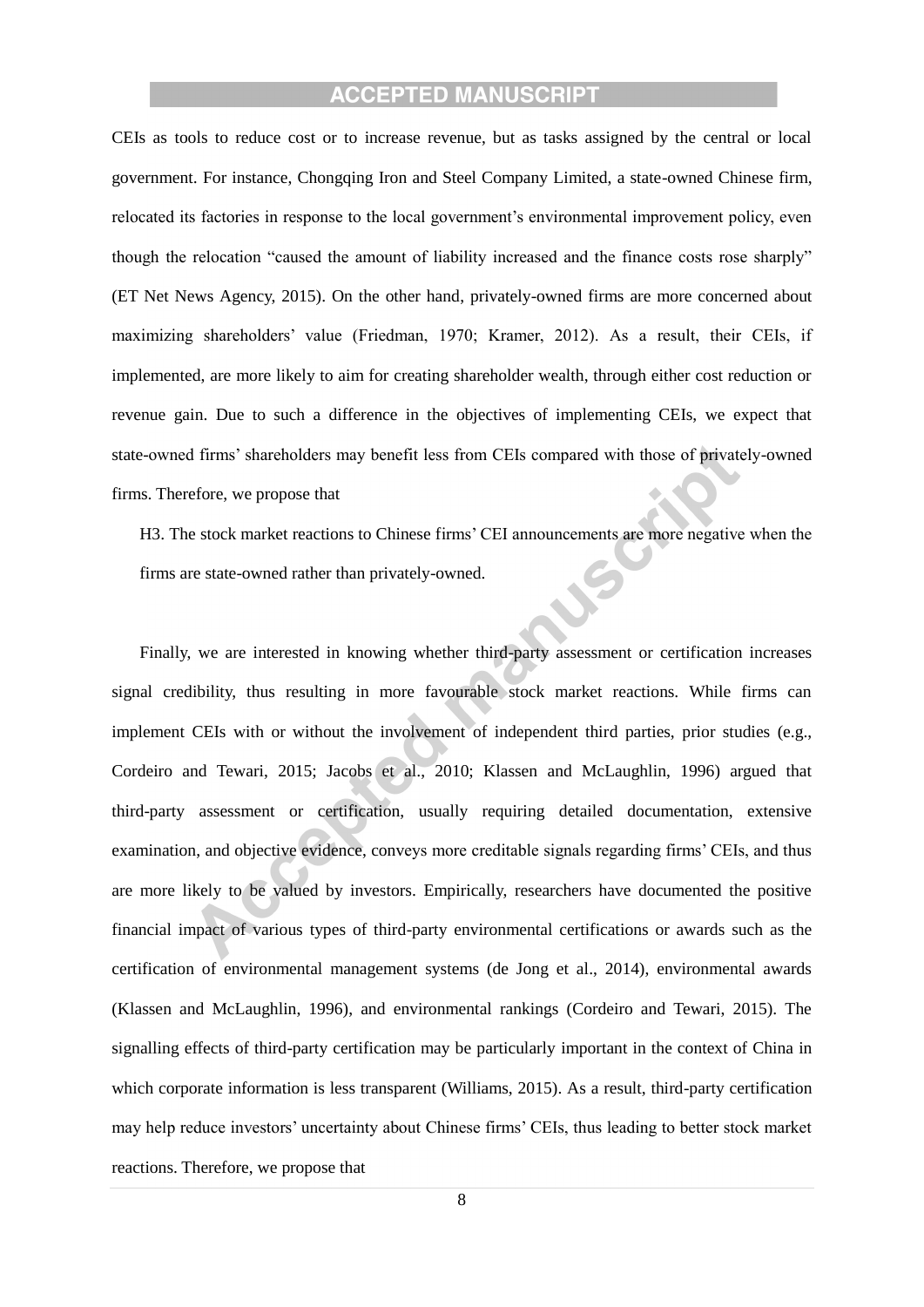CEIs as tools to reduce cost or to increase revenue, but as tasks assigned by the central or local government. For instance, Chongqing Iron and Steel Company Limited, a state-owned Chinese firm, relocated its factories in response to the local government's environmental improvement policy, even though the relocation "caused the amount of liability increased and the finance costs rose sharply" (ET Net News Agency, 2015). On the other hand, privately-owned firms are more concerned about maximizing shareholders' value (Friedman, 1970; Kramer, 2012). As a result, their CEIs, if implemented, are more likely to aim for creating shareholder wealth, through either cost reduction or revenue gain. Due to such a difference in the objectives of implementing CEIs, we expect that state-owned firms' shareholders may benefit less from CEIs compared with those of privately-owned firms. Therefore, we propose that

H3. The stock market reactions to Chinese firms' CEI announcements are more negative when the firms are state-owned rather than privately-owned.

Finally, we are interested in knowing whether third-party assessment or certification increases signal credibility, thus resulting in more favourable stock market reactions. While firms can implement CEIs with or without the involvement of independent third parties, prior studies (e.g., Cordeiro and Tewari, 2015; Jacobs et al., 2010; Klassen and McLaughlin, 1996) argued that third-party assessment or certification, usually requiring detailed documentation, extensive examination, and objective evidence, conveys more creditable signals regarding firms' CEIs, and thus are more likely to be valued by investors. Empirically, researchers have documented the positive financial impact of various types of third-party environmental certifications or awards such as the certification of environmental management systems (de Jong et al., 2014), environmental awards (Klassen and McLaughlin, 1996), and environmental rankings (Cordeiro and Tewari, 2015). The signalling effects of third-party certification may be particularly important in the context of China in which corporate information is less transparent (Williams, 2015). As a result, third-party certification may help reduce investors' uncertainty about Chinese firms' CEIs, thus leading to better stock market reactions. Therefore, we propose that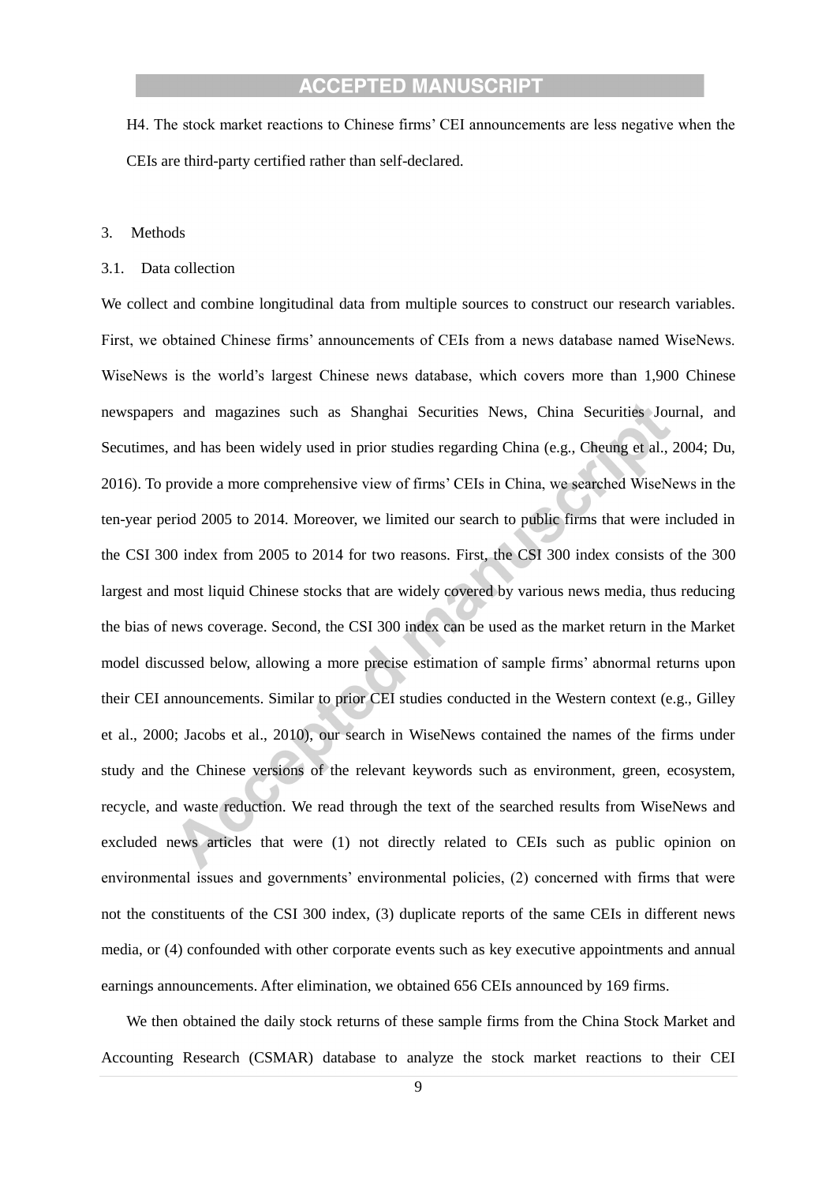H4. The stock market reactions to Chinese firms' CEI announcements are less negative when the CEIs are third-party certified rather than self-declared.

## 3. Methods

### 3.1. Data collection

We collect and combine longitudinal data from multiple sources to construct our research variables. First, we obtained Chinese firms' announcements of CEIs from a news database named WiseNews. WiseNews is the world's largest Chinese news database, which covers more than 1,900 Chinese newspapers and magazines such as Shanghai Securities News, China Securities Journal, and Secutimes, and has been widely used in prior studies regarding China (e.g., Cheung et al., 2004; Du, 2016). To provide a more comprehensive view of firms' CEIs in China, we searched WiseNews in the ten-year period 2005 to 2014. Moreover, we limited our search to public firms that were included in the CSI 300 index from 2005 to 2014 for two reasons. First, the CSI 300 index consists of the 300 largest and most liquid Chinese stocks that are widely covered by various news media, thus reducing the bias of news coverage. Second, the CSI 300 index can be used as the market return in the Market model discussed below, allowing a more precise estimation of sample firms' abnormal returns upon their CEI announcements. Similar to prior CEI studies conducted in the Western context (e.g., Gilley et al., 2000; Jacobs et al., 2010), our search in WiseNews contained the names of the firms under study and the Chinese versions of the relevant keywords such as environment, green, ecosystem, recycle, and waste reduction. We read through the text of the searched results from WiseNews and excluded news articles that were (1) not directly related to CEIs such as public opinion on environmental issues and governments' environmental policies, (2) concerned with firms that were not the constituents of the CSI 300 index, (3) duplicate reports of the same CEIs in different news media, or (4) confounded with other corporate events such as key executive appointments and annual earnings announcements. After elimination, we obtained 656 CEIs announced by 169 firms.

We then obtained the daily stock returns of these sample firms from the China Stock Market and Accounting Research (CSMAR) database to analyze the stock market reactions to their CEI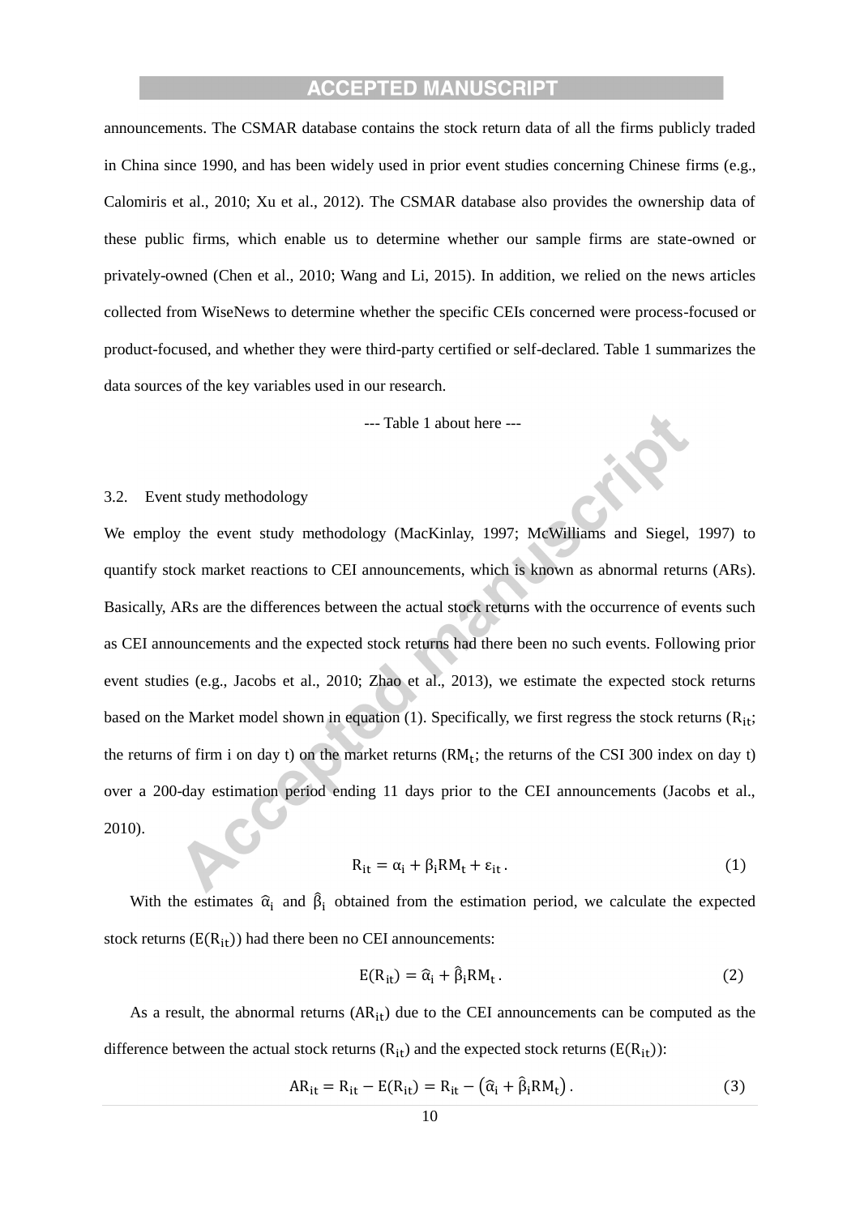announcements. The CSMAR database contains the stock return data of all the firms publicly traded in China since 1990, and has been widely used in prior event studies concerning Chinese firms (e.g., Calomiris et al., 2010; Xu et al., 2012). The CSMAR database also provides the ownership data of these public firms, which enable us to determine whether our sample firms are state-owned or privately-owned (Chen et al., 2010; Wang and Li, 2015). In addition, we relied on the news articles collected from WiseNews to determine whether the specific CEIs concerned were process-focused or product-focused, and whether they were third-party certified or self-declared. Table 1 summarizes the data sources of the key variables used in our research.

--- Table 1 about here ---

### 3.2. Event study methodology

We employ the event study methodology (MacKinlay, 1997; McWilliams and Siegel, 1997) to quantify stock market reactions to CEI announcements, which is known as abnormal returns (ARs). Basically, ARs are the differences between the actual stock returns with the occurrence of events such as CEI announcements and the expected stock returns had there been no such events. Following prior event studies (e.g., Jacobs et al., 2010; Zhao et al., 2013), we estimate the expected stock returns based on the Market model shown in equation (1). Specifically, we first regress the stock returns ($R_{it}$; the returns of firm i on day t) on the market returns ($RM_t$; the returns of the CSI 300 index on day t) over a 200-day estimation period ending 11 days prior to the CEI announcements (Jacobs et al., 2010).

$$R_{it} = \alpha_i + \beta_i RM_t + \varepsilon_{it}\,. \tag{1}$$

With the estimates $\hat{\alpha}_i$ and $\hat{\beta}_i$ obtained from the estimation period, we calculate the expected stock returns ($E(R_{it})$) had there been no CEI announcements:

$$E(R_{it}) = \hat{\alpha}_i + \hat{\beta}_i RM_t\,. \tag{2}$$

As a result, the abnormal returns ($AR_{it}$) due to the CEI announcements can be computed as the difference between the actual stock returns ($R_{it}$) and the expected stock returns ($E(R_{it})$):

$$AR_{it} = R_{it} - E(R_{it}) = R_{it} - \left(\hat{\alpha}_i + \hat{\beta}_i RM_t\right). \tag{3}$$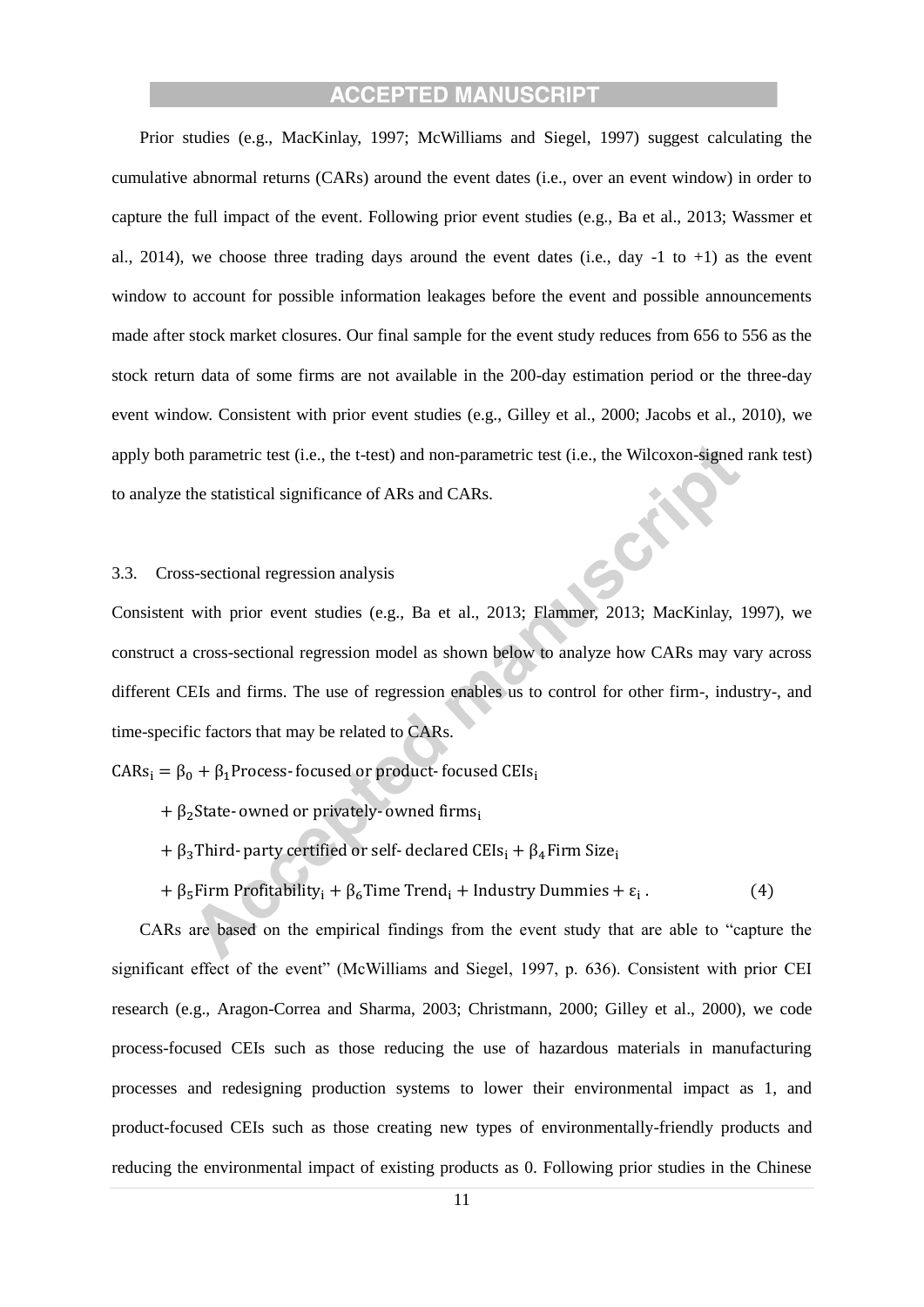Prior studies (e.g., MacKinlay, 1997; McWilliams and Siegel, 1997) suggest calculating the cumulative abnormal returns (CARs) around the event dates (i.e., over an event window) in order to capture the full impact of the event. Following prior event studies (e.g., Ba et al., 2013; Wassmer et al., 2014), we choose three trading days around the event dates (i.e., day -1 to +1) as the event window to account for possible information leakages before the event and possible announcements made after stock market closures. Our final sample for the event study reduces from 656 to 556 as the stock return data of some firms are not available in the 200-day estimation period or the three-day event window. Consistent with prior event studies (e.g., Gilley et al., 2000; Jacobs et al., 2010), we apply both parametric test (i.e., the t-test) and non-parametric test (i.e., the Wilcoxon-signed rank test) to analyze the statistical significance of ARs and CARs.

### 3.3. Cross-sectional regression analysis

Consistent with prior event studies (e.g., Ba et al., 2013; Flammer, 2013; MacKinlay, 1997), we construct a cross-sectional regression model as shown below to analyze how CARs may vary across different CEIs and firms. The use of regression enables us to control for other firm-, industry-, and time-specific factors that may be related to CARs.

$$
\begin{aligned}
\text{CARs}_i = {} & \beta_0 + \beta_1 \text{Process-focused or product-focused CEIs}_i \\
& + \beta_2 \text{State-owned or privately-owned firms}_i \\
& + \beta_3 \text{Third-party certified or self-declared CEIs}_i + \beta_4 \text{Firm Size}_i \\
& + \beta_5 \text{Firm Profitability}_i + \beta_6 \text{Time Trend}_i + \text{Industry Dummies} + \varepsilon_i \,. \qquad (4)
\end{aligned}
$$

CARs are based on the empirical findings from the event study that are able to "capture the significant effect of the event" (McWilliams and Siegel, 1997, p. 636). Consistent with prior CEI research (e.g., Aragon-Correa and Sharma, 2003; Christmann, 2000; Gilley et al., 2000), we code process-focused CEIs such as those reducing the use of hazardous materials in manufacturing processes and redesigning production systems to lower their environmental impact as 1, and product-focused CEIs such as those creating new types of environmentally-friendly products and reducing the environmental impact of existing products as 0. Following prior studies in the Chinese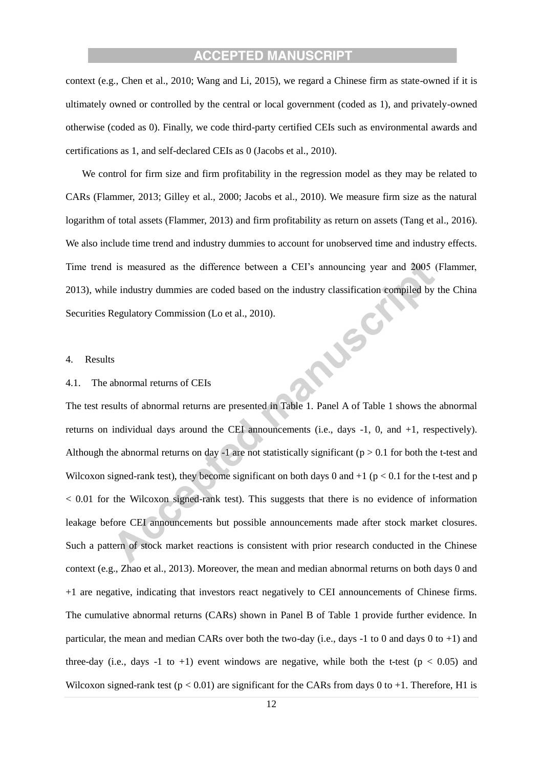context (e.g., Chen et al., 2010; Wang and Li, 2015), we regard a Chinese firm as state-owned if it is ultimately owned or controlled by the central or local government (coded as 1), and privately-owned otherwise (coded as 0). Finally, we code third-party certified CEIs such as environmental awards and certifications as 1, and self-declared CEIs as 0 (Jacobs et al., 2010).

We control for firm size and firm profitability in the regression model as they may be related to CARs (Flammer, 2013; Gilley et al., 2000; Jacobs et al., 2010). We measure firm size as the natural logarithm of total assets (Flammer, 2013) and firm profitability as return on assets (Tang et al., 2016). We also include time trend and industry dummies to account for unobserved time and industry effects. Time trend is measured as the difference between a CEI's announcing year and 2005 (Flammer, 2013), while industry dummies are coded based on the industry classification compiled by the China Securities Regulatory Commission (Lo et al., 2010).

## 4. Results

### 4.1. The abnormal returns of CEIs

The test results of abnormal returns are presented in Table 1. Panel A of Table 1 shows the abnormal returns on individual days around the CEI announcements (i.e., days -1, 0, and +1, respectively). Although the abnormal returns on day -1 are not statistically significant ($p > 0.1$ for both the t-test and Wilcoxon signed-rank test), they become significant on both days 0 and +1 ($p < 0.1$ for the t-test and $p < 0.01$ for the Wilcoxon signed-rank test). This suggests that there is no evidence of information leakage before CEI announcements but possible announcements made after stock market closures. Such a pattern of stock market reactions is consistent with prior research conducted in the Chinese context (e.g., Zhao et al., 2013). Moreover, the mean and median abnormal returns on both days 0 and +1 are negative, indicating that investors react negatively to CEI announcements of Chinese firms. The cumulative abnormal returns (CARs) shown in Panel B of Table 1 provide further evidence. In particular, the mean and median CARs over both the two-day (i.e., days -1 to 0 and days 0 to +1) and three-day (i.e., days -1 to +1) event windows are negative, while both the t-test ($p < 0.05$) and Wilcoxon signed-rank test ($p < 0.01$) are significant for the CARs from days 0 to +1. Therefore, H1 is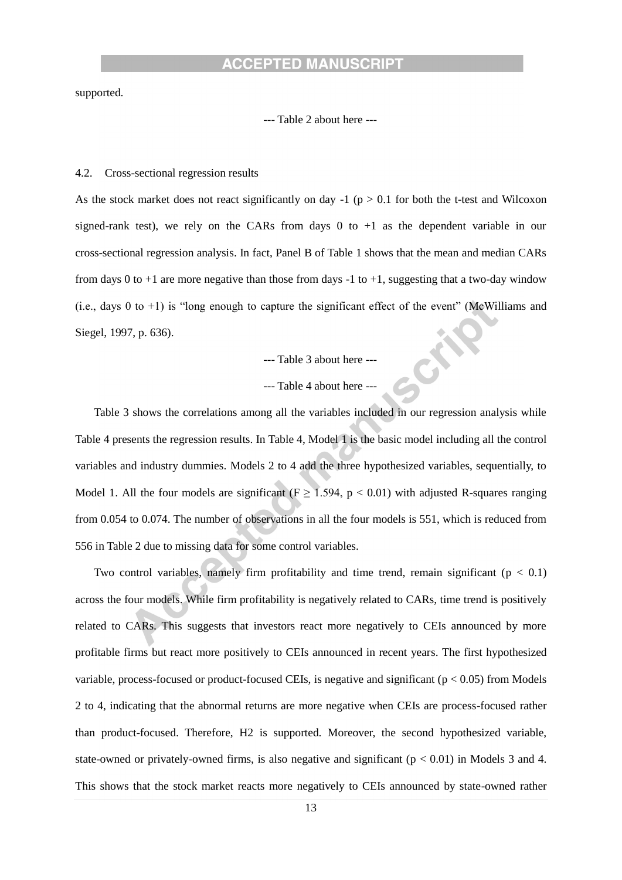supported.

--- Table 2 about here ---

## 4.2. Cross-sectional regression results

As the stock market does not react significantly on day -1 ($p > 0.1$ for both the t-test and Wilcoxon signed-rank test), we rely on the CARs from days 0 to +1 as the dependent variable in our cross-sectional regression analysis. In fact, Panel B of Table 1 shows that the mean and median CARs from days 0 to +1 are more negative than those from days -1 to +1, suggesting that a two-day window (i.e., days 0 to +1) is "long enough to capture the significant effect of the event" (McWilliams and Siegel, 1997, p. 636).

--- Table 3 about here ---

--- Table 4 about here ---

Table 3 shows the correlations among all the variables included in our regression analysis while Table 4 presents the regression results. In Table 4, Model 1 is the basic model including all the control variables and industry dummies. Models 2 to 4 add the three hypothesized variables, sequentially, to Model 1. All the four models are significant ($F \geq 1.594$, $p < 0.01$) with adjusted R-squares ranging from 0.054 to 0.074. The number of observations in all the four models is 551, which is reduced from 556 in Table 2 due to missing data for some control variables.

Two control variables, namely firm profitability and time trend, remain significant ($p < 0.1$) across the four models. While firm profitability is negatively related to CARs, time trend is positively related to CARs. This suggests that investors react more negatively to CEIs announced by more profitable firms but react more positively to CEIs announced in recent years. The first hypothesized variable, process-focused or product-focused CEIs, is negative and significant ($p < 0.05$) from Models 2 to 4, indicating that the abnormal returns are more negative when CEIs are process-focused rather than product-focused. Therefore, H2 is supported. Moreover, the second hypothesized variable, state-owned or privately-owned firms, is also negative and significant ($p < 0.01$) in Models 3 and 4. This shows that the stock market reacts more negatively to CEIs announced by state-owned rather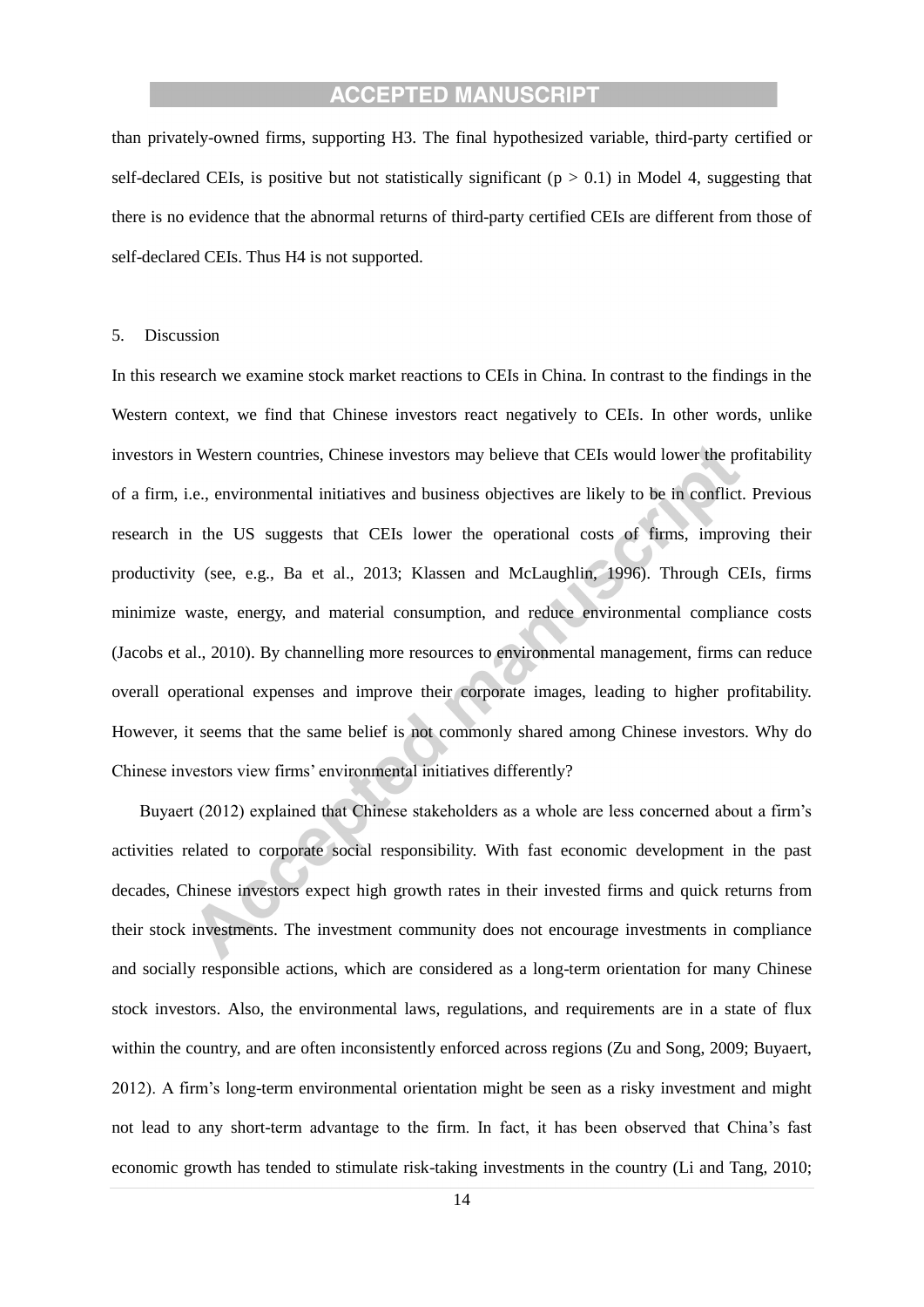than privately-owned firms, supporting H3. The final hypothesized variable, third-party certified or self-declared CEIs, is positive but not statistically significant ($p > 0.1$) in Model 4, suggesting that there is no evidence that the abnormal returns of third-party certified CEIs are different from those of self-declared CEIs. Thus H4 is not supported.

## 5. Discussion

In this research we examine stock market reactions to CEIs in China. In contrast to the findings in the Western context, we find that Chinese investors react negatively to CEIs. In other words, unlike investors in Western countries, Chinese investors may believe that CEIs would lower the profitability of a firm, i.e., environmental initiatives and business objectives are likely to be in conflict. Previous research in the US suggests that CEIs lower the operational costs of firms, improving their productivity (see, e.g., Ba et al., 2013; Klassen and McLaughlin, 1996). Through CEIs, firms minimize waste, energy, and material consumption, and reduce environmental compliance costs (Jacobs et al., 2010). By channelling more resources to environmental management, firms can reduce overall operational expenses and improve their corporate images, leading to higher profitability. However, it seems that the same belief is not commonly shared among Chinese investors. Why do Chinese investors view firms' environmental initiatives differently?

Buyaert (2012) explained that Chinese stakeholders as a whole are less concerned about a firm's activities related to corporate social responsibility. With fast economic development in the past decades, Chinese investors expect high growth rates in their invested firms and quick returns from their stock investments. The investment community does not encourage investments in compliance and socially responsible actions, which are considered as a long-term orientation for many Chinese stock investors. Also, the environmental laws, regulations, and requirements are in a state of flux within the country, and are often inconsistently enforced across regions (Zu and Song, 2009; Buyaert, 2012). A firm's long-term environmental orientation might be seen as a risky investment and might not lead to any short-term advantage to the firm. In fact, it has been observed that China's fast economic growth has tended to stimulate risk-taking investments in the country (Li and Tang, 2010;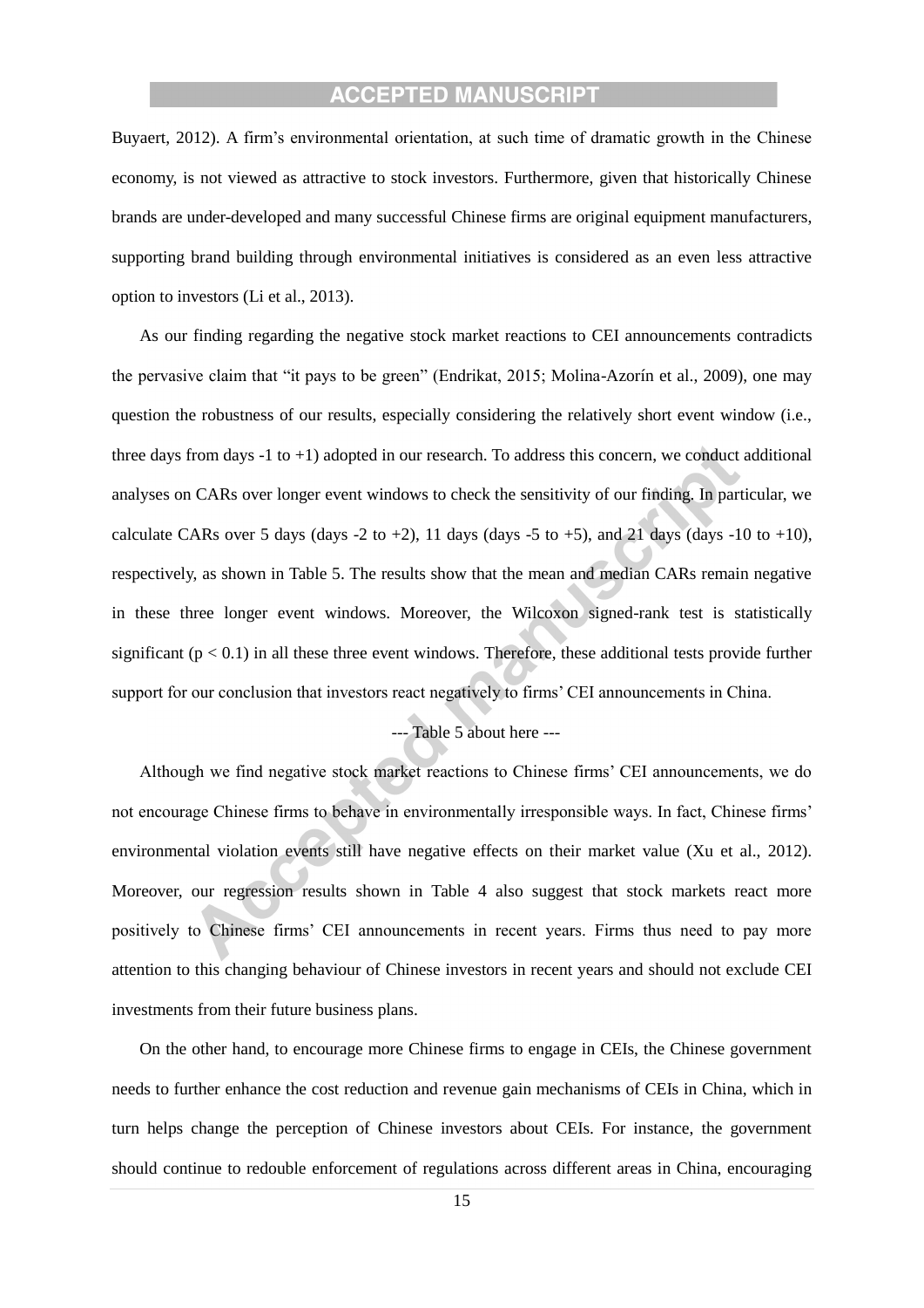Buyaert, 2012). A firm's environmental orientation, at such time of dramatic growth in the Chinese economy, is not viewed as attractive to stock investors. Furthermore, given that historically Chinese brands are under-developed and many successful Chinese firms are original equipment manufacturers, supporting brand building through environmental initiatives is considered as an even less attractive option to investors (Li et al., 2013).

As our finding regarding the negative stock market reactions to CEI announcements contradicts the pervasive claim that "it pays to be green" (Endrikat, 2015; Molina-Azorín et al., 2009), one may question the robustness of our results, especially considering the relatively short event window (i.e., three days from days -1 to +1) adopted in our research. To address this concern, we conduct additional analyses on CARs over longer event windows to check the sensitivity of our finding. In particular, we calculate CARs over 5 days (days -2 to +2), 11 days (days -5 to +5), and 21 days (days -10 to +10), respectively, as shown in Table 5. The results show that the mean and median CARs remain negative in these three longer event windows. Moreover, the Wilcoxon signed-rank test is statistically significant ($p < 0.1$) in all these three event windows. Therefore, these additional tests provide further support for our conclusion that investors react negatively to firms' CEI announcements in China.

--- Table 5 about here ---

Although we find negative stock market reactions to Chinese firms' CEI announcements, we do not encourage Chinese firms to behave in environmentally irresponsible ways. In fact, Chinese firms' environmental violation events still have negative effects on their market value (Xu et al., 2012). Moreover, our regression results shown in Table 4 also suggest that stock markets react more positively to Chinese firms' CEI announcements in recent years. Firms thus need to pay more attention to this changing behaviour of Chinese investors in recent years and should not exclude CEI investments from their future business plans.

On the other hand, to encourage more Chinese firms to engage in CEIs, the Chinese government needs to further enhance the cost reduction and revenue gain mechanisms of CEIs in China, which in turn helps change the perception of Chinese investors about CEIs. For instance, the government should continue to redouble enforcement of regulations across different areas in China, encouraging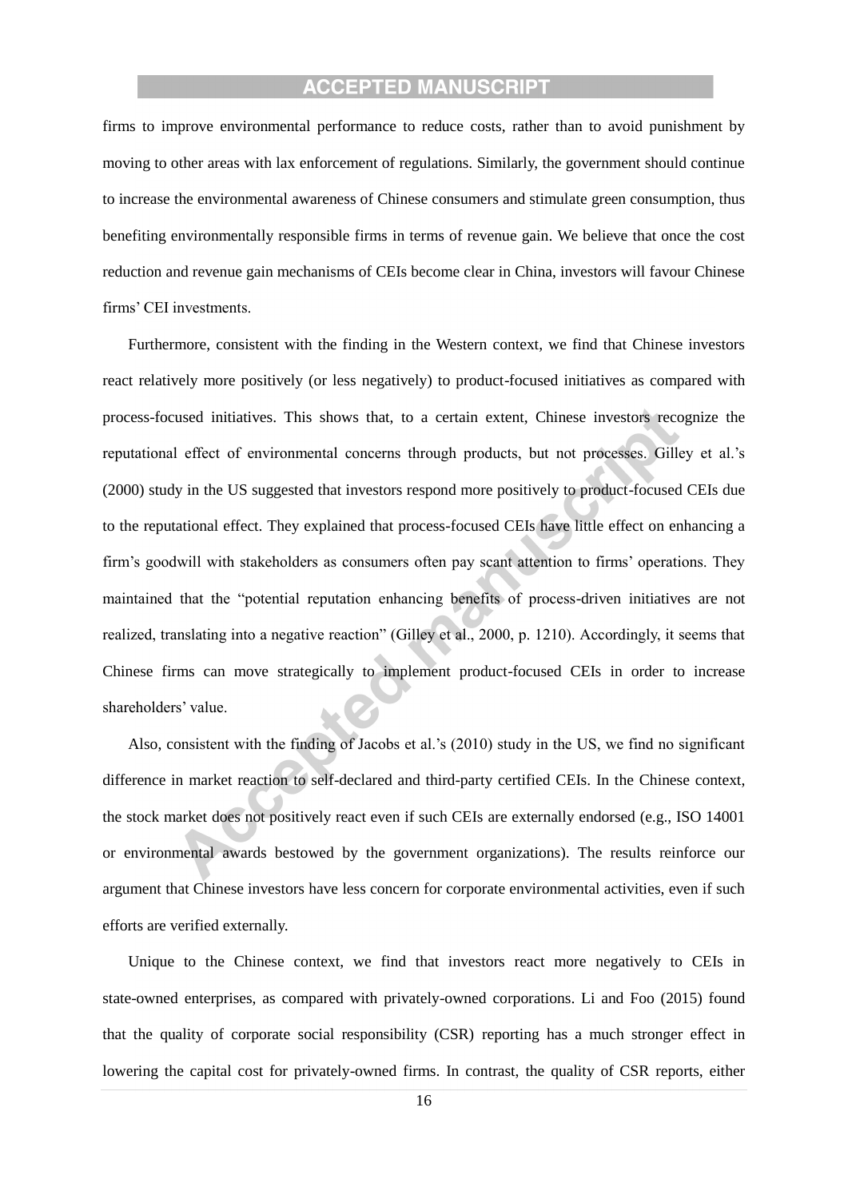firms to improve environmental performance to reduce costs, rather than to avoid punishment by moving to other areas with lax enforcement of regulations. Similarly, the government should continue to increase the environmental awareness of Chinese consumers and stimulate green consumption, thus benefiting environmentally responsible firms in terms of revenue gain. We believe that once the cost reduction and revenue gain mechanisms of CEIs become clear in China, investors will favour Chinese firms' CEI investments.

Furthermore, consistent with the finding in the Western context, we find that Chinese investors react relatively more positively (or less negatively) to product-focused initiatives as compared with process-focused initiatives. This shows that, to a certain extent, Chinese investors recognize the reputational effect of environmental concerns through products, but not processes. Gilley et al.'s (2000) study in the US suggested that investors respond more positively to product-focused CEIs due to the reputational effect. They explained that process-focused CEIs have little effect on enhancing a firm's goodwill with stakeholders as consumers often pay scant attention to firms' operations. They maintained that the "potential reputation enhancing benefits of process-driven initiatives are not realized, translating into a negative reaction" (Gilley et al., 2000, p. 1210). Accordingly, it seems that Chinese firms can move strategically to implement product-focused CEIs in order to increase shareholders' value.

Also, consistent with the finding of Jacobs et al.'s (2010) study in the US, we find no significant difference in market reaction to self-declared and third-party certified CEIs. In the Chinese context, the stock market does not positively react even if such CEIs are externally endorsed (e.g., ISO 14001 or environmental awards bestowed by the government organizations). The results reinforce our argument that Chinese investors have less concern for corporate environmental activities, even if such efforts are verified externally.

Unique to the Chinese context, we find that investors react more negatively to CEIs in state-owned enterprises, as compared with privately-owned corporations. Li and Foo (2015) found that the quality of corporate social responsibility (CSR) reporting has a much stronger effect in lowering the capital cost for privately-owned firms. In contrast, the quality of CSR reports, either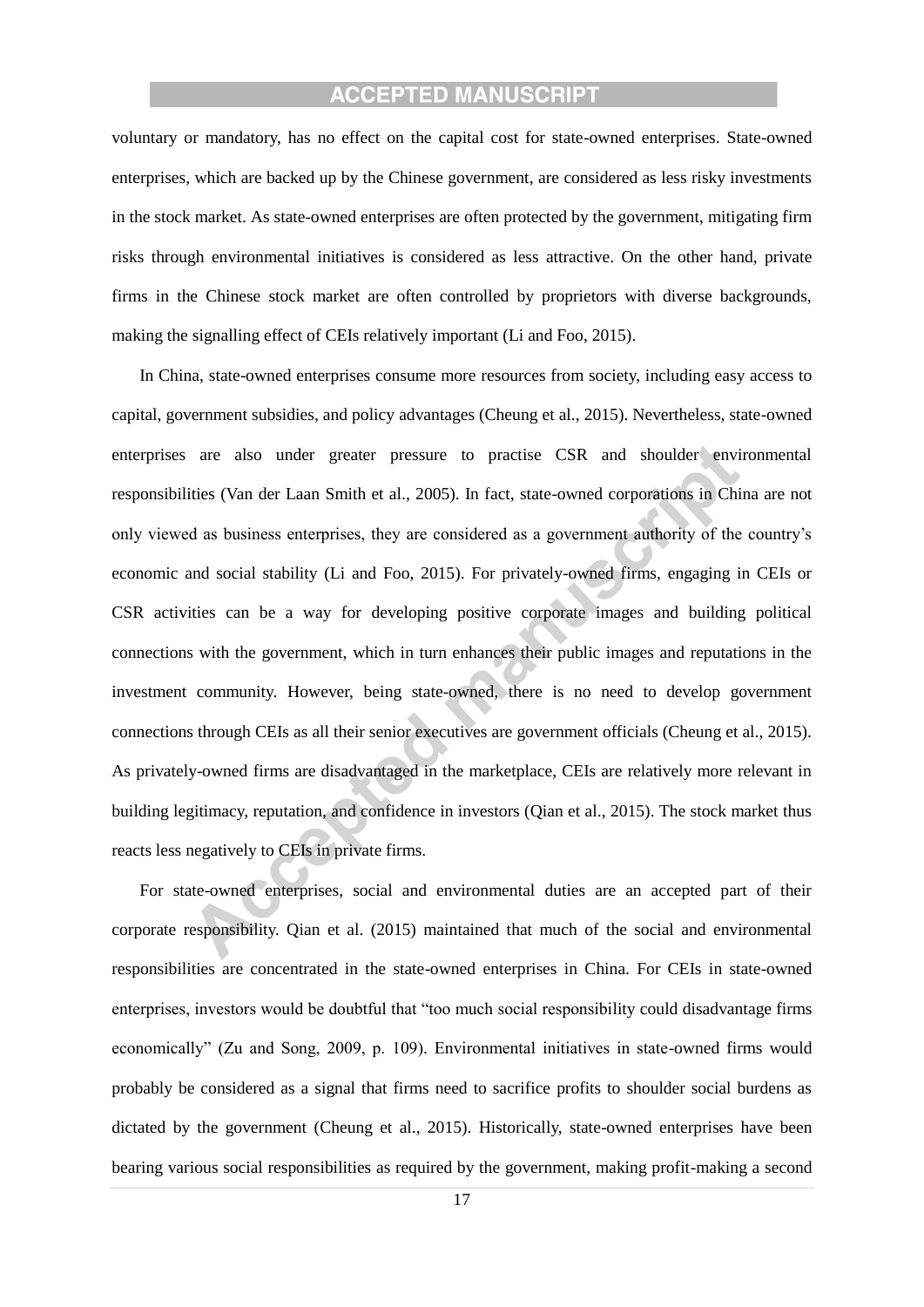voluntary or mandatory, has no effect on the capital cost for state-owned enterprises. State-owned enterprises, which are backed up by the Chinese government, are considered as less risky investments in the stock market. As state-owned enterprises are often protected by the government, mitigating firm risks through environmental initiatives is considered as less attractive. On the other hand, private firms in the Chinese stock market are often controlled by proprietors with diverse backgrounds, making the signalling effect of CEIs relatively important (Li and Foo, 2015).

In China, state-owned enterprises consume more resources from society, including easy access to capital, government subsidies, and policy advantages (Cheung et al., 2015). Nevertheless, state-owned enterprises are also under greater pressure to practise CSR and shoulder environmental responsibilities (Van der Laan Smith et al., 2005). In fact, state-owned corporations in China are not only viewed as business enterprises, they are considered as a government authority of the country's economic and social stability (Li and Foo, 2015). For privately-owned firms, engaging in CEIs or CSR activities can be a way for developing positive corporate images and building political connections with the government, which in turn enhances their public images and reputations in the investment community. However, being state-owned, there is no need to develop government connections through CEIs as all their senior executives are government officials (Cheung et al., 2015). As privately-owned firms are disadvantaged in the marketplace, CEIs are relatively more relevant in building legitimacy, reputation, and confidence in investors (Qian et al., 2015). The stock market thus reacts less negatively to CEIs in private firms.

For state-owned enterprises, social and environmental duties are an accepted part of their corporate responsibility. Qian et al. (2015) maintained that much of the social and environmental responsibilities are concentrated in the state-owned enterprises in China. For CEIs in state-owned enterprises, investors would be doubtful that "too much social responsibility could disadvantage firms economically" (Zu and Song, 2009, p. 109). Environmental initiatives in state-owned firms would probably be considered as a signal that firms need to sacrifice profits to shoulder social burdens as dictated by the government (Cheung et al., 2015). Historically, state-owned enterprises have been bearing various social responsibilities as required by the government, making profit-making a second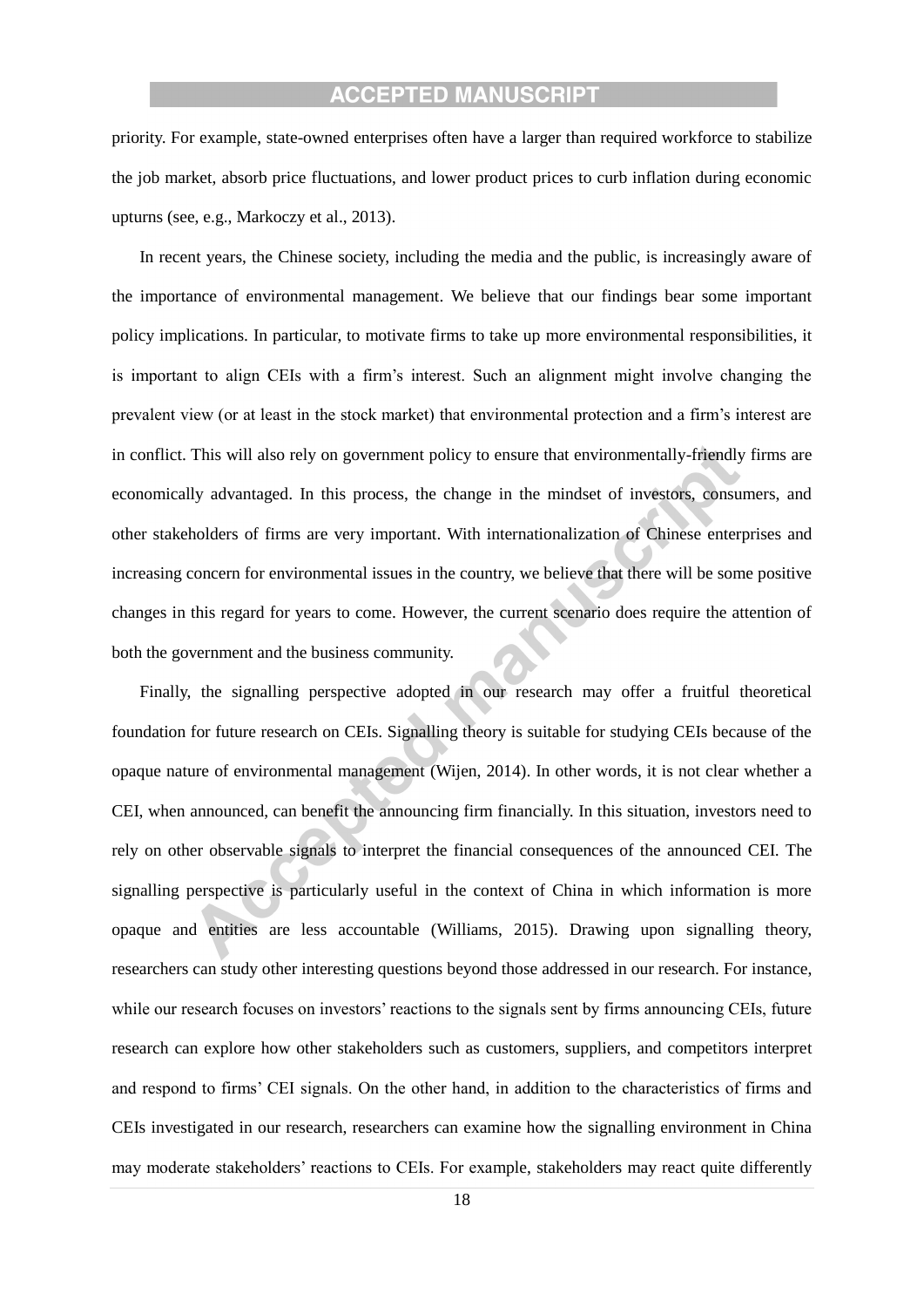priority. For example, state-owned enterprises often have a larger than required workforce to stabilize the job market, absorb price fluctuations, and lower product prices to curb inflation during economic upturns (see, e.g., Markoczy et al., 2013).

In recent years, the Chinese society, including the media and the public, is increasingly aware of the importance of environmental management. We believe that our findings bear some important policy implications. In particular, to motivate firms to take up more environmental responsibilities, it is important to align CEIs with a firm's interest. Such an alignment might involve changing the prevalent view (or at least in the stock market) that environmental protection and a firm's interest are in conflict. This will also rely on government policy to ensure that environmentally-friendly firms are economically advantaged. In this process, the change in the mindset of investors, consumers, and other stakeholders of firms are very important. With internationalization of Chinese enterprises and increasing concern for environmental issues in the country, we believe that there will be some positive changes in this regard for years to come. However, the current scenario does require the attention of both the government and the business community.

Finally, the signalling perspective adopted in our research may offer a fruitful theoretical foundation for future research on CEIs. Signalling theory is suitable for studying CEIs because of the opaque nature of environmental management (Wijen, 2014). In other words, it is not clear whether a CEI, when announced, can benefit the announcing firm financially. In this situation, investors need to rely on other observable signals to interpret the financial consequences of the announced CEI. The signalling perspective is particularly useful in the context of China in which information is more opaque and entities are less accountable (Williams, 2015). Drawing upon signalling theory, researchers can study other interesting questions beyond those addressed in our research. For instance, while our research focuses on investors' reactions to the signals sent by firms announcing CEIs, future research can explore how other stakeholders such as customers, suppliers, and competitors interpret and respond to firms' CEI signals. On the other hand, in addition to the characteristics of firms and CEIs investigated in our research, researchers can examine how the signalling environment in China may moderate stakeholders' reactions to CEIs. For example, stakeholders may react quite differently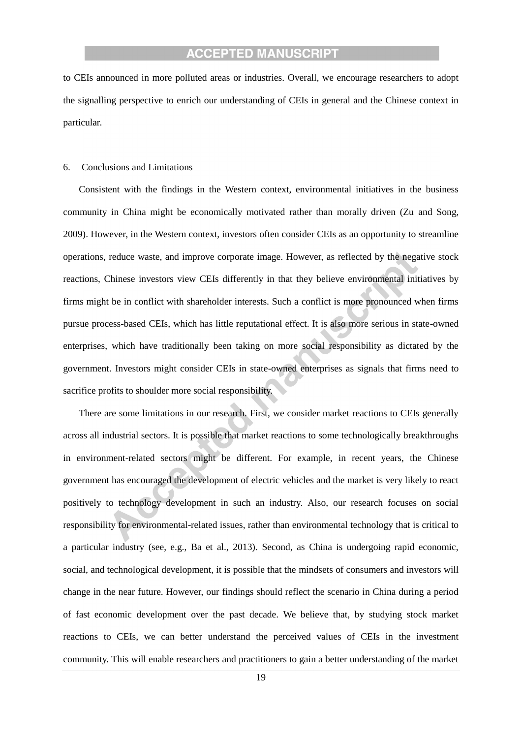to CEIs announced in more polluted areas or industries. Overall, we encourage researchers to adopt the signalling perspective to enrich our understanding of CEIs in general and the Chinese context in particular.

## 6. Conclusions and Limitations

Consistent with the findings in the Western context, environmental initiatives in the business community in China might be economically motivated rather than morally driven (Zu and Song, 2009). However, in the Western context, investors often consider CEIs as an opportunity to streamline operations, reduce waste, and improve corporate image. However, as reflected by the negative stock reactions, Chinese investors view CEIs differently in that they believe environmental initiatives by firms might be in conflict with shareholder interests. Such a conflict is more pronounced when firms pursue process-based CEIs, which has little reputational effect. It is also more serious in state-owned enterprises, which have traditionally been taking on more social responsibility as dictated by the government. Investors might consider CEIs in state-owned enterprises as signals that firms need to sacrifice profits to shoulder more social responsibility.

There are some limitations in our research. First, we consider market reactions to CEIs generally across all industrial sectors. It is possible that market reactions to some technologically breakthroughs in environment-related sectors might be different. For example, in recent years, the Chinese government has encouraged the development of electric vehicles and the market is very likely to react positively to technology development in such an industry. Also, our research focuses on social responsibility for environmental-related issues, rather than environmental technology that is critical to a particular industry (see, e.g., Ba et al., 2013). Second, as China is undergoing rapid economic, social, and technological development, it is possible that the mindsets of consumers and investors will change in the near future. However, our findings should reflect the scenario in China during a period of fast economic development over the past decade. We believe that, by studying stock market reactions to CEIs, we can better understand the perceived values of CEIs in the investment community. This will enable researchers and practitioners to gain a better understanding of the market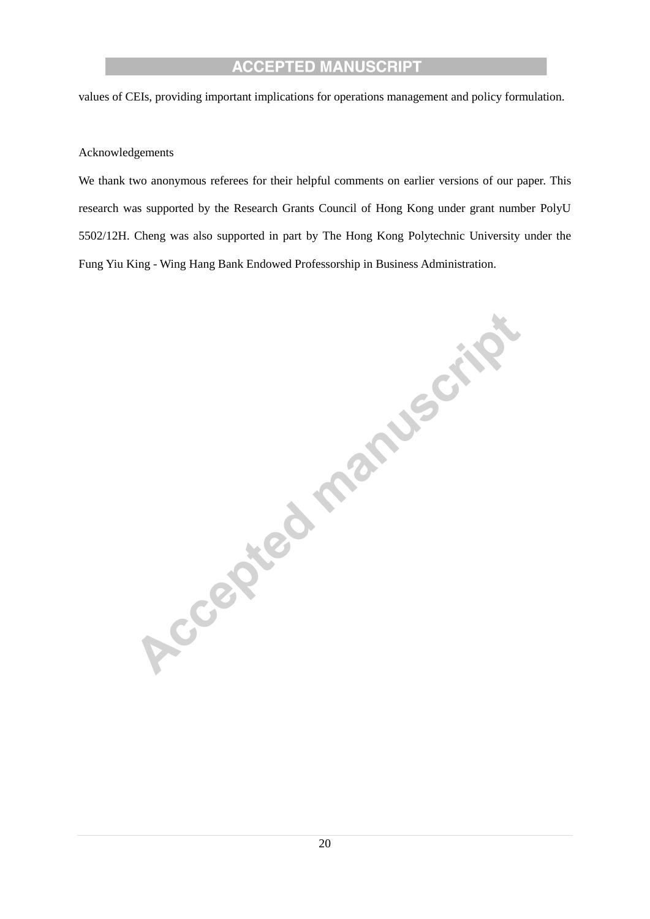values of CEIs, providing important implications for operations management and policy formulation.

## Acknowledgements

We thank two anonymous referees for their helpful comments on earlier versions of our paper. This research was supported by the Research Grants Council of Hong Kong under grant number PolyU 5502/12H. Cheng was also supported in part by The Hong Kong Polytechnic University under the Fung Yiu King - Wing Hang Bank Endowed Professorship in Business Administration.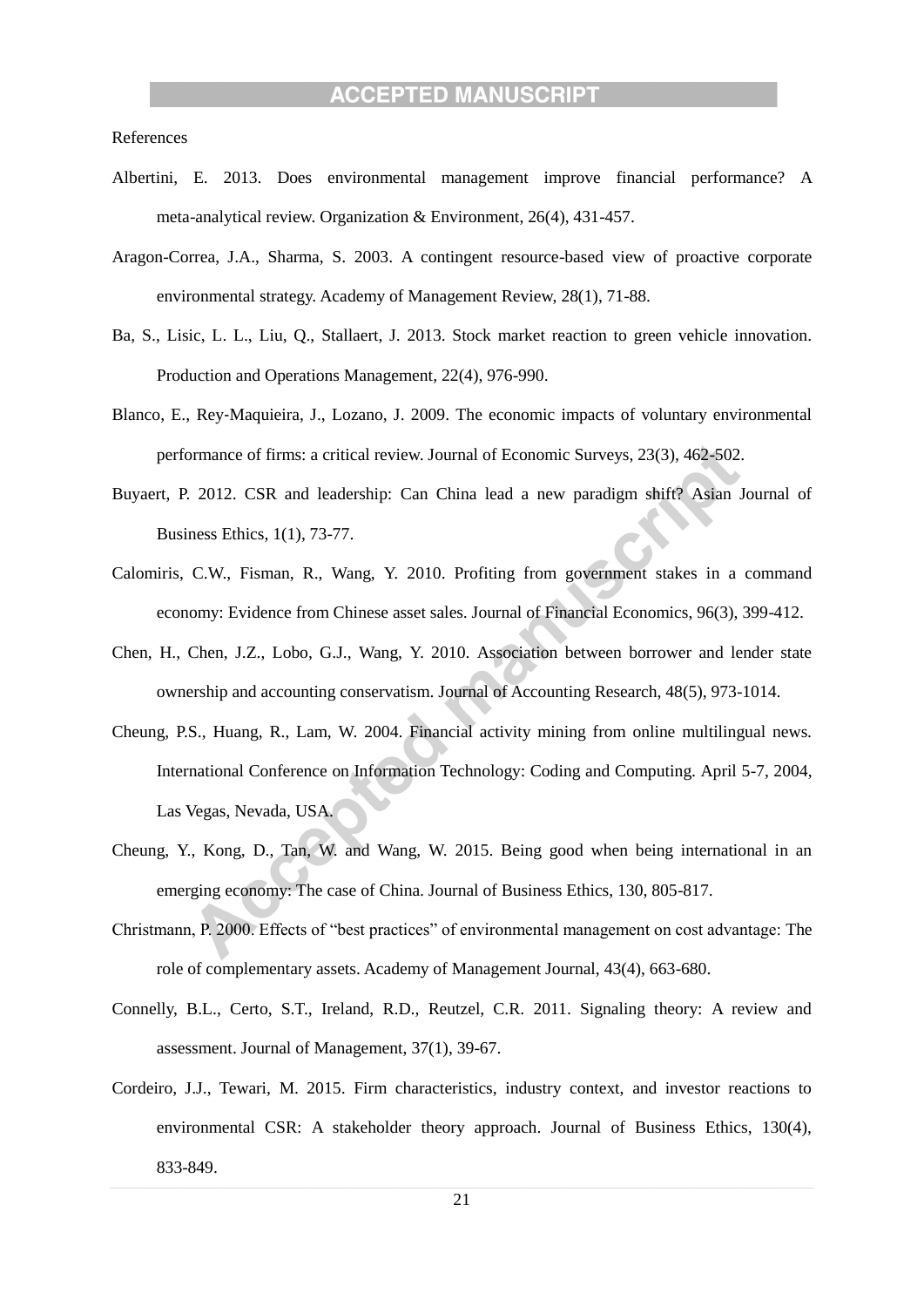References

Albertini, E. 2013. Does environmental management improve financial performance? A meta-analytical review. Organization & Environment, 26(4), 431-457.

Aragon-Correa, J.A., Sharma, S. 2003. A contingent resource-based view of proactive corporate environmental strategy. Academy of Management Review, 28(1), 71-88.

Ba, S., Lisic, L. L., Liu, Q., Stallaert, J. 2013. Stock market reaction to green vehicle innovation. Production and Operations Management, 22(4), 976-990.

Blanco, E., Rey-Maquieira, J., Lozano, J. 2009. The economic impacts of voluntary environmental performance of firms: a critical review. Journal of Economic Surveys, 23(3), 462-502.

Buyaert, P. 2012. CSR and leadership: Can China lead a new paradigm shift? Asian Journal of Business Ethics, 1(1), 73-77.

Calomiris, C.W., Fisman, R., Wang, Y. 2010. Profiting from government stakes in a command economy: Evidence from Chinese asset sales. Journal of Financial Economics, 96(3), 399-412.

Chen, H., Chen, J.Z., Lobo, G.J., Wang, Y. 2010. Association between borrower and lender state ownership and accounting conservatism. Journal of Accounting Research, 48(5), 973-1014.

Cheung, P.S., Huang, R., Lam, W. 2004. Financial activity mining from online multilingual news. International Conference on Information Technology: Coding and Computing. April 5-7, 2004, Las Vegas, Nevada, USA.

Cheung, Y., Kong, D., Tan, W. and Wang, W. 2015. Being good when being international in an emerging economy: The case of China. Journal of Business Ethics, 130, 805-817.

Christmann, P. 2000. Effects of "best practices" of environmental management on cost advantage: The role of complementary assets. Academy of Management Journal, 43(4), 663-680.

Connelly, B.L., Certo, S.T., Ireland, R.D., Reutzel, C.R. 2011. Signaling theory: A review and assessment. Journal of Management, 37(1), 39-67.

Cordeiro, J.J., Tewari, M. 2015. Firm characteristics, industry context, and investor reactions to environmental CSR: A stakeholder theory approach. Journal of Business Ethics, 130(4), 833-849.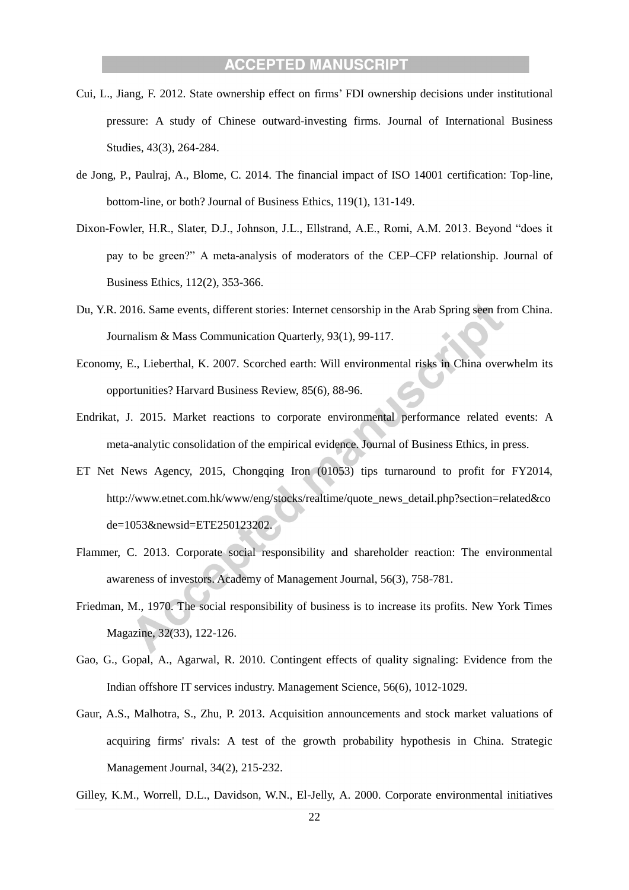Cui, L., Jiang, F. 2012. State ownership effect on firms' FDI ownership decisions under institutional pressure: A study of Chinese outward-investing firms. Journal of International Business Studies, 43(3), 264-284.

de Jong, P., Paulraj, A., Blome, C. 2014. The financial impact of ISO 14001 certification: Top-line, bottom-line, or both? Journal of Business Ethics, 119(1), 131-149.

Dixon-Fowler, H.R., Slater, D.J., Johnson, J.L., Ellstrand, A.E., Romi, A.M. 2013. Beyond "does it pay to be green?" A meta-analysis of moderators of the CEP–CFP relationship. Journal of Business Ethics, 112(2), 353-366.

Du, Y.R. 2016. Same events, different stories: Internet censorship in the Arab Spring seen from China. Journalism & Mass Communication Quarterly, 93(1), 99-117.

Economy, E., Lieberthal, K. 2007. Scorched earth: Will environmental risks in China overwhelm its opportunities? Harvard Business Review, 85(6), 88-96.

Endrikat, J. 2015. Market reactions to corporate environmental performance related events: A meta-analytic consolidation of the empirical evidence. Journal of Business Ethics, in press.

ET Net News Agency, 2015, Chongqing Iron (01053) tips turnaround to profit for FY2014, http://www.etnet.com.hk/www/eng/stocks/realtime/quote_news_detail.php?section=related&code=1053&newsid=ETE250123202.

Flammer, C. 2013. Corporate social responsibility and shareholder reaction: The environmental awareness of investors. Academy of Management Journal, 56(3), 758-781.

Friedman, M., 1970. The social responsibility of business is to increase its profits. New York Times Magazine, 32(33), 122-126.

Gao, G., Gopal, A., Agarwal, R. 2010. Contingent effects of quality signaling: Evidence from the Indian offshore IT services industry. Management Science, 56(6), 1012-1029.

Gaur, A.S., Malhotra, S., Zhu, P. 2013. Acquisition announcements and stock market valuations of acquiring firms' rivals: A test of the growth probability hypothesis in China. Strategic Management Journal, 34(2), 215-232.

Gilley, K.M., Worrell, D.L., Davidson, W.N., El-Jelly, A. 2000. Corporate environmental initiatives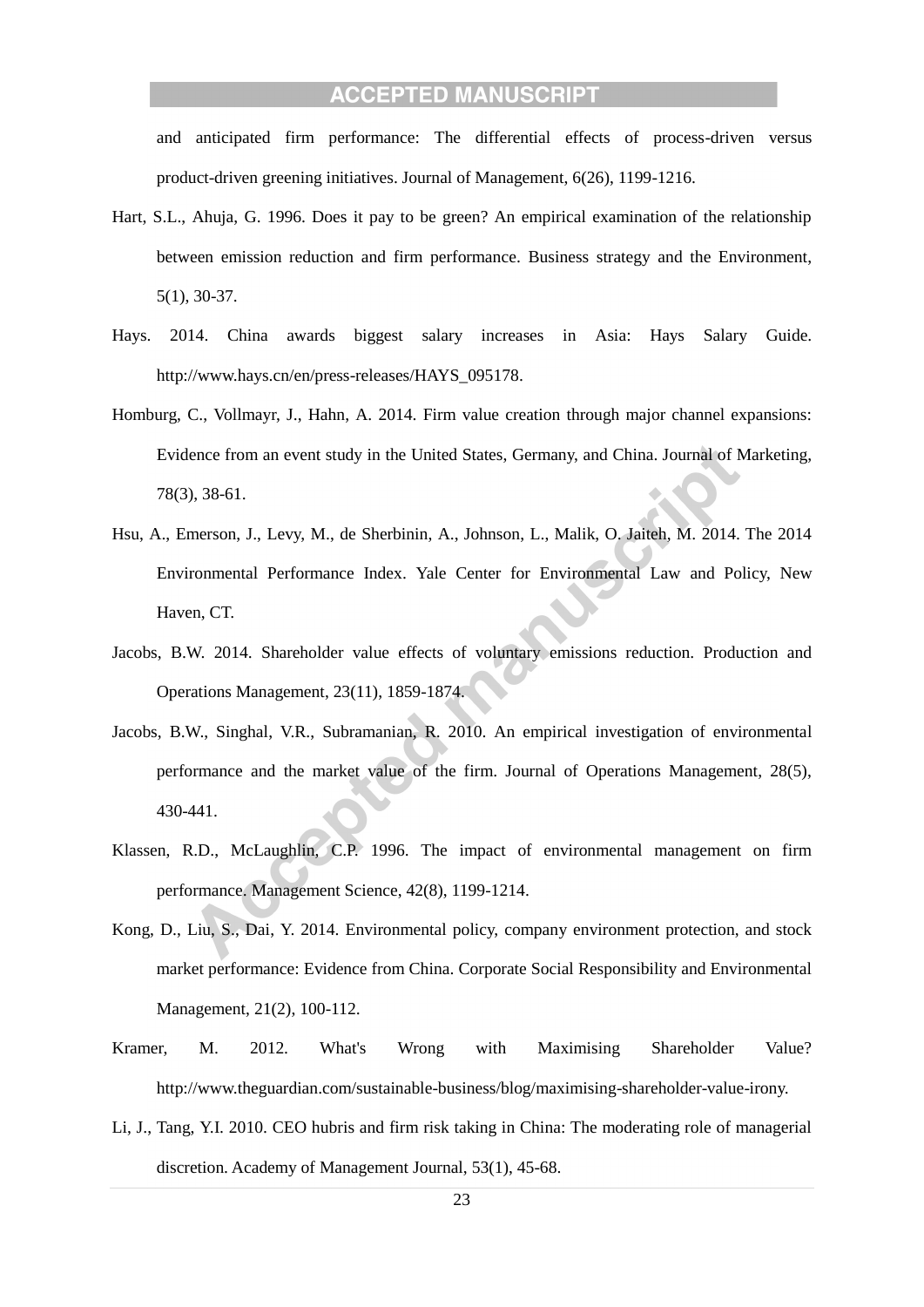and anticipated firm performance: The differential effects of process-driven versus product-driven greening initiatives. Journal of Management, 6(26), 1199-1216.

Hart, S.L., Ahuja, G. 1996. Does it pay to be green? An empirical examination of the relationship between emission reduction and firm performance. Business strategy and the Environment, 5(1), 30-37.

Hays. 2014. China awards biggest salary increases in Asia: Hays Salary Guide. http://www.hays.cn/en/press-releases/HAYS_095178.

Homburg, C., Vollmayr, J., Hahn, A. 2014. Firm value creation through major channel expansions: Evidence from an event study in the United States, Germany, and China. Journal of Marketing, 78(3), 38-61.

Hsu, A., Emerson, J., Levy, M., de Sherbinin, A., Johnson, L., Malik, O. Jaiteh, M. 2014. The 2014 Environmental Performance Index. Yale Center for Environmental Law and Policy, New Haven, CT.

Jacobs, B.W. 2014. Shareholder value effects of voluntary emissions reduction. Production and Operations Management, 23(11), 1859-1874.

Jacobs, B.W., Singhal, V.R., Subramanian, R. 2010. An empirical investigation of environmental performance and the market value of the firm. Journal of Operations Management, 28(5), 430-441.

Klassen, R.D., McLaughlin, C.P. 1996. The impact of environmental management on firm performance. Management Science, 42(8), 1199-1214.

Kong, D., Liu, S., Dai, Y. 2014. Environmental policy, company environment protection, and stock market performance: Evidence from China. Corporate Social Responsibility and Environmental Management, 21(2), 100-112.

Kramer, M. 2012. What's Wrong with Maximising Shareholder Value? http://www.theguardian.com/sustainable-business/blog/maximising-shareholder-value-irony.

Li, J., Tang, Y.I. 2010. CEO hubris and firm risk taking in China: The moderating role of managerial discretion. Academy of Management Journal, 53(1), 45-68.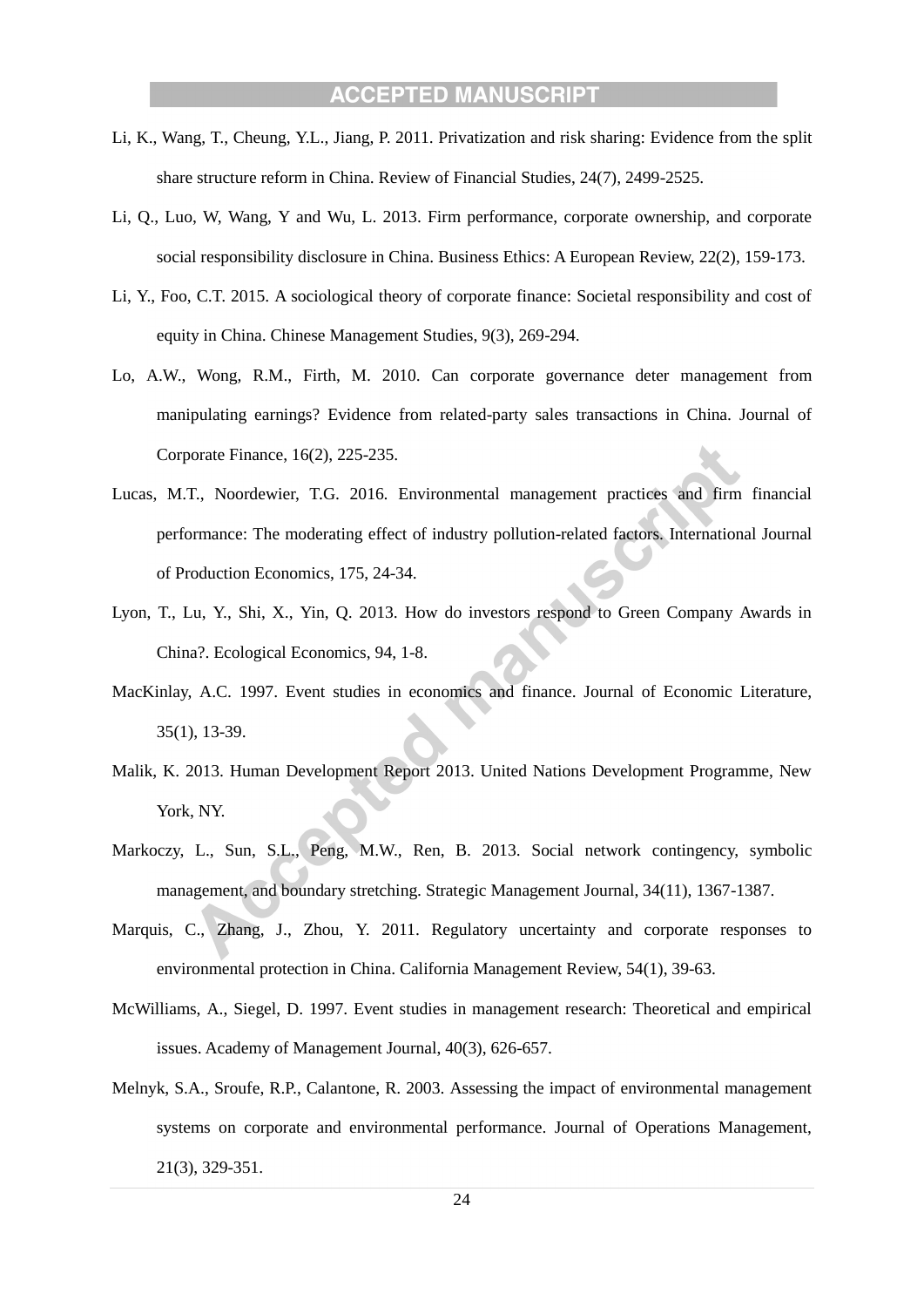Li, K., Wang, T., Cheung, Y.L., Jiang, P. 2011. Privatization and risk sharing: Evidence from the split share structure reform in China. Review of Financial Studies, 24(7), 2499-2525.

Li, Q., Luo, W, Wang, Y and Wu, L. 2013. Firm performance, corporate ownership, and corporate social responsibility disclosure in China. Business Ethics: A European Review, 22(2), 159-173.

Li, Y., Foo, C.T. 2015. A sociological theory of corporate finance: Societal responsibility and cost of equity in China. Chinese Management Studies, 9(3), 269-294.

Lo, A.W., Wong, R.M., Firth, M. 2010. Can corporate governance deter management from manipulating earnings? Evidence from related-party sales transactions in China. Journal of Corporate Finance, 16(2), 225-235.

Lucas, M.T., Noordewier, T.G. 2016. Environmental management practices and firm financial performance: The moderating effect of industry pollution-related factors. International Journal of Production Economics, 175, 24-34.

Lyon, T., Lu, Y., Shi, X., Yin, Q. 2013. How do investors respond to Green Company Awards in China?. Ecological Economics, 94, 1-8.

MacKinlay, A.C. 1997. Event studies in economics and finance. Journal of Economic Literature, 35(1), 13-39.

Malik, K. 2013. Human Development Report 2013. United Nations Development Programme, New York, NY.

Markoczy, L., Sun, S.L., Peng, M.W., Ren, B. 2013. Social network contingency, symbolic management, and boundary stretching. Strategic Management Journal, 34(11), 1367-1387.

Marquis, C., Zhang, J., Zhou, Y. 2011. Regulatory uncertainty and corporate responses to environmental protection in China. California Management Review, 54(1), 39-63.

McWilliams, A., Siegel, D. 1997. Event studies in management research: Theoretical and empirical issues. Academy of Management Journal, 40(3), 626-657.

Melnyk, S.A., Sroufe, R.P., Calantone, R. 2003. Assessing the impact of environmental management systems on corporate and environmental performance. Journal of Operations Management, 21(3), 329-351.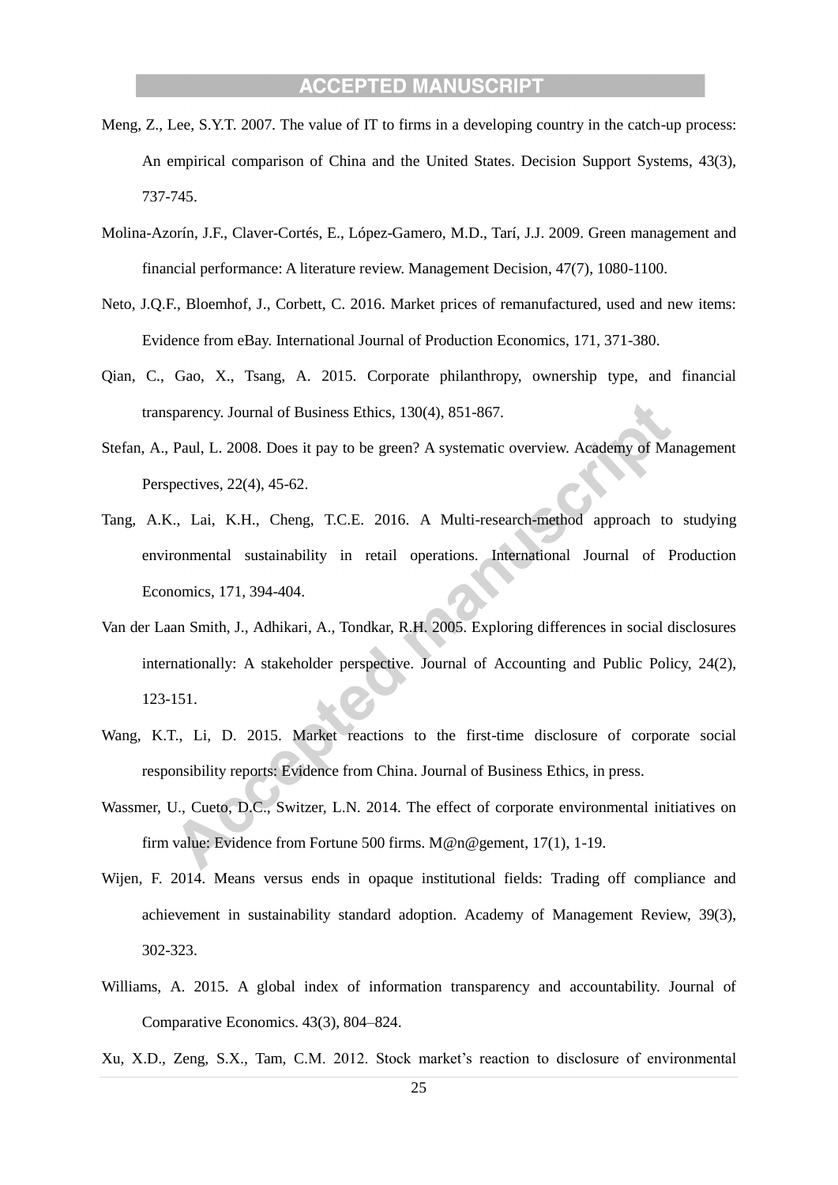Meng, Z., Lee, S.Y.T. 2007. The value of IT to firms in a developing country in the catch-up process: An empirical comparison of China and the United States. Decision Support Systems, 43(3), 737-745.

Molina-Azorín, J.F., Claver-Cortés, E., López-Gamero, M.D., Tarí, J.J. 2009. Green management and financial performance: A literature review. Management Decision, 47(7), 1080-1100.

Neto, J.Q.F., Bloemhof, J., Corbett, C. 2016. Market prices of remanufactured, used and new items: Evidence from eBay. International Journal of Production Economics, 171, 371-380.

Qian, C., Gao, X., Tsang, A. 2015. Corporate philanthropy, ownership type, and financial transparency. Journal of Business Ethics, 130(4), 851-867.

Stefan, A., Paul, L. 2008. Does it pay to be green? A systematic overview. Academy of Management Perspectives, 22(4), 45-62.

Tang, A.K., Lai, K.H., Cheng, T.C.E. 2016. A Multi-research-method approach to studying environmental sustainability in retail operations. International Journal of Production Economics, 171, 394-404.

Van der Laan Smith, J., Adhikari, A., Tondkar, R.H. 2005. Exploring differences in social disclosures internationally: A stakeholder perspective. Journal of Accounting and Public Policy, 24(2), 123-151.

Wang, K.T., Li, D. 2015. Market reactions to the first-time disclosure of corporate social responsibility reports: Evidence from China. Journal of Business Ethics, in press.

Wassmer, U., Cueto, D.C., Switzer, L.N. 2014. The effect of corporate environmental initiatives on firm value: Evidence from Fortune 500 firms. M@n@gement, 17(1), 1-19.

Wijen, F. 2014. Means versus ends in opaque institutional fields: Trading off compliance and achievement in sustainability standard adoption. Academy of Management Review, 39(3), 302-323.

Williams, A. 2015. A global index of information transparency and accountability. Journal of Comparative Economics. 43(3), 804–824.

Xu, X.D., Zeng, S.X., Tam, C.M. 2012. Stock market's reaction to disclosure of environmental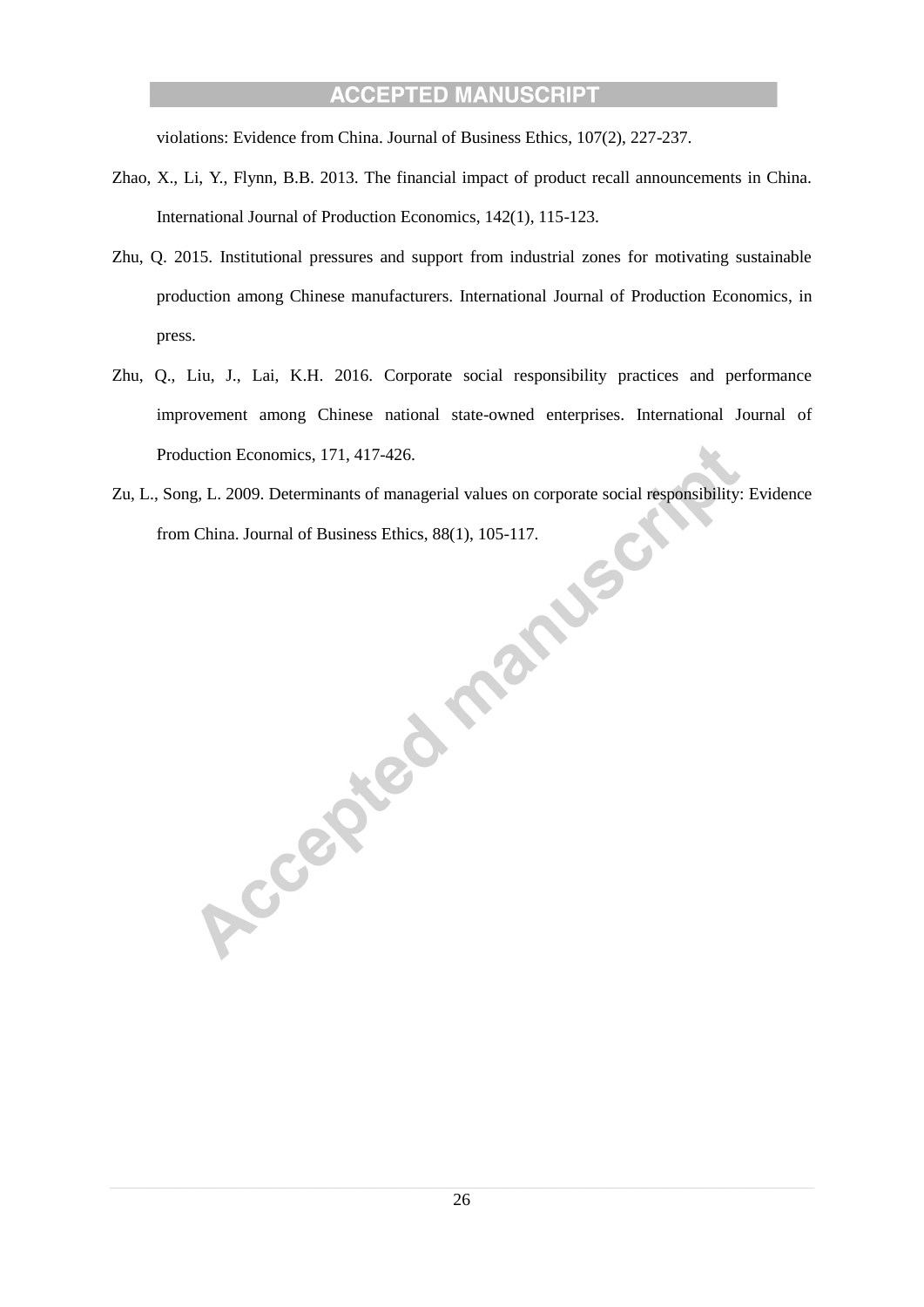violations: Evidence from China. Journal of Business Ethics, 107(2), 227-237.

Zhao, X., Li, Y., Flynn, B.B. 2013. The financial impact of product recall announcements in China. International Journal of Production Economics, 142(1), 115-123.

Zhu, Q. 2015. Institutional pressures and support from industrial zones for motivating sustainable production among Chinese manufacturers. International Journal of Production Economics, in press.

Zhu, Q., Liu, J., Lai, K.H. 2016. Corporate social responsibility practices and performance improvement among Chinese national state-owned enterprises. International Journal of Production Economics, 171, 417-426.

Zu, L., Song, L. 2009. Determinants of managerial values on corporate social responsibility: Evidence from China. Journal of Business Ethics, 88(1), 105-117.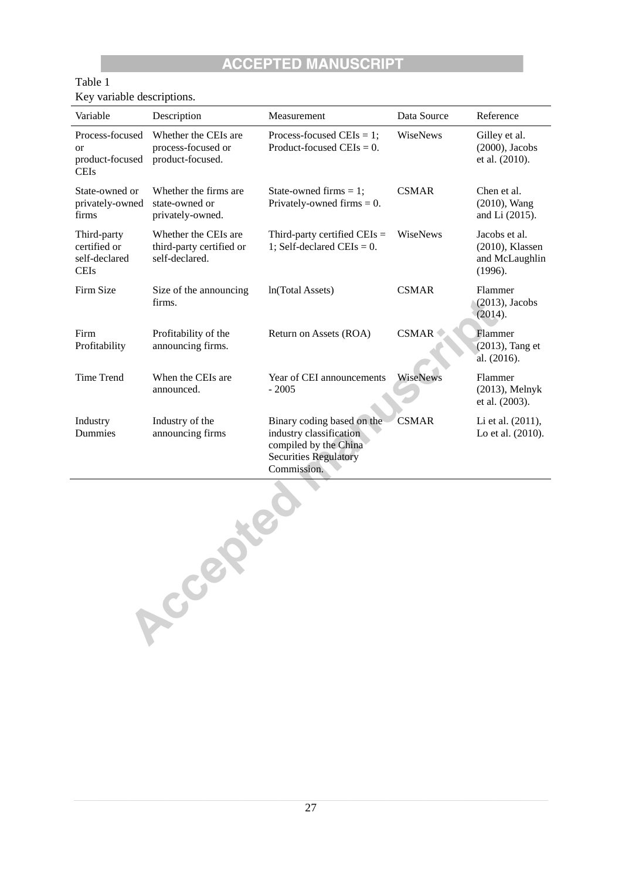Table 1

Key variable descriptions.

| Variable | Description | Measurement | Data Source | Reference |
|---|---|---|---|---|
| Process-focused or product-focused CEIs | Whether the CEIs are process-focused or product-focused. | Process-focused CEIs = 1; Product-focused CEIs = 0. | WiseNews | Gilley et al. (2000), Jacobs et al. (2010). |
| State-owned or privately-owned firms | Whether the firms are state-owned or privately-owned. | State-owned firms = 1; Privately-owned firms = 0. | CSMAR | Chen et al. (2010), Wang and Li (2015). |
| Third-party certified or self-declared CEIs | Whether the CEIs are third-party certified or self-declared. | Third-party certified CEIs = 1; Self-declared CEIs = 0. | WiseNews | Jacobs et al. (2010), Klassen and McLaughlin (1996). |
| Firm Size | Size of the announcing firms. | ln(Total Assets) | CSMAR | Flammer (2013), Jacobs (2014). |
| Firm Profitability | Profitability of the announcing firms. | Return on Assets (ROA) | CSMAR | Flammer (2013), Tang et al. (2016). |
| Time Trend | When the CEIs are announced. | Year of CEI announcements - 2005 | WiseNews | Flammer (2013), Melnyk et al. (2003). |
| Industry Dummies | Industry of the announcing firms | Binary coding based on the industry classification compiled by the China Securities Regulatory Commission. | CSMAR | Li et al. (2011), Lo et al. (2010). |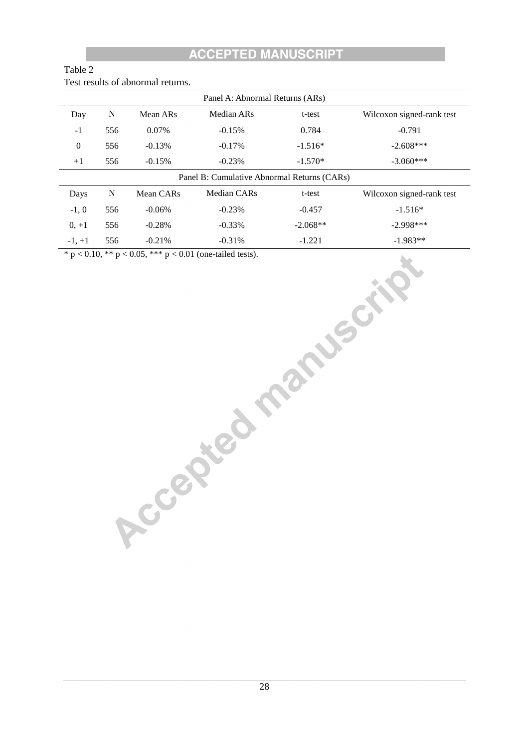Table 2

Test results of abnormal returns.

| Panel A: Abnormal Returns (ARs) | | | | | |
|---|---|---|---|---|---|
| Day | N | Mean ARs | Median ARs | t-test | Wilcoxon signed-rank test |
| -1 | 556 | 0.07% | -0.15% | 0.784 | -0.791 |
| 0 | 556 | -0.13% | -0.17% | -1.516* | -2.608*** |
| +1 | 556 | -0.15% | -0.23% | -1.570* | -3.060*** |
| **Panel B: Cumulative Abnormal Returns (CARs)** | | | | | |
| Days | N | Mean CARs | Median CARs | t-test | Wilcoxon signed-rank test |
| -1, 0 | 556 | -0.06% | -0.23% | -0.457 | -1.516* |
| 0, +1 | 556 | -0.28% | -0.33% | -2.068** | -2.998*** |
| -1, +1 | 556 | -0.21% | -0.31% | -1.221 | -1.983** |

* $p < 0.10$, ** $p < 0.05$, *** $p < 0.01$ (one-tailed tests).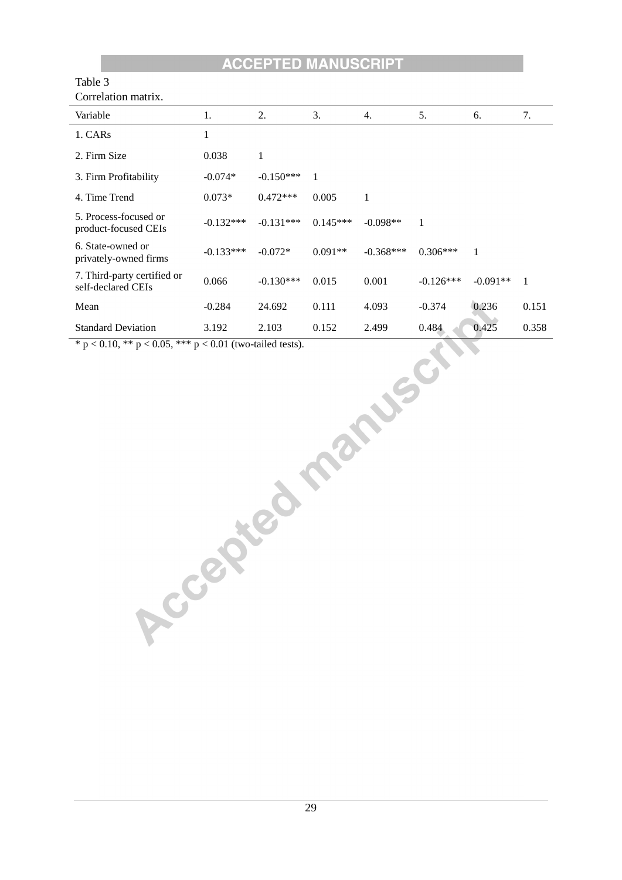Table 3

Correlation matrix.

| Variable | 1. | 2. | 3. | 4. | 5. | 6. | 7. |
|---|---|---|---|---|---|---|---|
| 1. CARs | 1 | | | | | | |
| 2. Firm Size | 0.038 | 1 | | | | | |
| 3. Firm Profitability | -0.074* | -0.150*** | 1 | | | | |
| 4. Time Trend | 0.073* | 0.472*** | 0.005 | 1 | | | |
| 5. Process-focused or product-focused CEIs | -0.132*** | -0.131*** | 0.145*** | -0.098** | 1 | | |
| 6. State-owned or privately-owned firms | -0.133*** | -0.072* | 0.091** | -0.368*** | 0.306*** | 1 | |
| 7. Third-party certified or self-declared CEIs | 0.066 | -0.130*** | 0.015 | 0.001 | -0.126*** | -0.091** | 1 |
| Mean | -0.284 | 24.692 | 0.111 | 4.093 | -0.374 | 0.236 | 0.151 |
| Standard Deviation | 3.192 | 2.103 | 0.152 | 2.499 | 0.484 | 0.425 | 0.358 |

* $p < 0.10$, ** $p < 0.05$, *** $p < 0.01$ (two-tailed tests).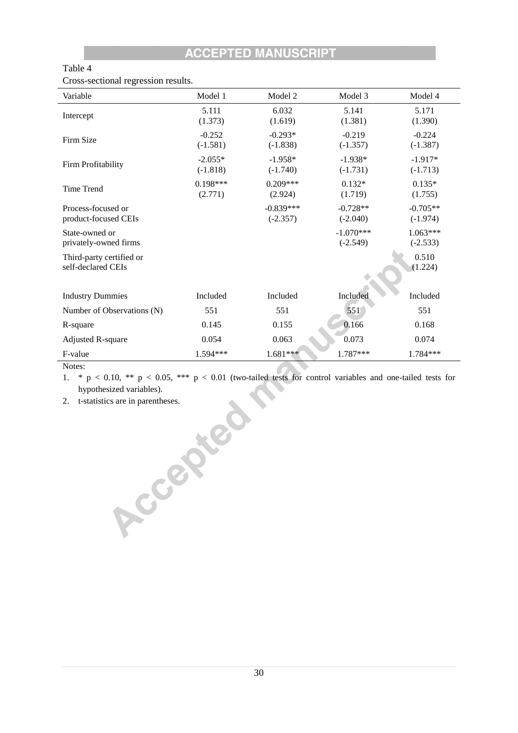Table 4

Cross-sectional regression results.

| Variable | Model 1 | Model 2 | Model 3 | Model 4 |
|---|---|---|---|---|
| Intercept | 5.111<br>(1.373) | 6.032<br>(1.619) | 5.141<br>(1.381) | 5.171<br>(1.390) |
| Firm Size | -0.252<br>(-1.581) | -0.293*<br>(-1.838) | -0.219<br>(-1.357) | -0.224<br>(-1.387) |
| Firm Profitability | -2.055*<br>(-1.818) | -1.958*<br>(-1.740) | -1.938*<br>(-1.731) | -1.917*<br>(-1.713) |
| Time Trend | 0.198***<br>(2.771) | 0.209***<br>(2.924) | 0.132*<br>(1.719) | 0.135*<br>(1.755) |
| Process-focused or product-focused CEIs | | -0.839***<br>(-2.357) | -0.728**<br>(-2.040) | -0.705**<br>(-1.974) |
| State-owned or privately-owned firms | | | -1.070***<br>(-2.549) | 1.063***<br>(-2.533) |
| Third-party certified or self-declared CEIs | | | | 0.510<br>(1.224) |
| Industry Dummies | Included | Included | Included | Included |
| Number of Observations (N) | 551 | 551 | 551 | 551 |
| R-square | 0.145 | 0.155 | 0.166 | 0.168 |
| Adjusted R-square | 0.054 | 0.063 | 0.073 | 0.074 |
| F-value | 1.594*** | 1.681*** | 1.787*** | 1.784*** |

Notes:

1. * $p < 0.10$, ** $p < 0.05$, *** $p < 0.01$ (two-tailed tests for control variables and one-tailed tests for hypothesized variables).
2. t-statistics are in parentheses.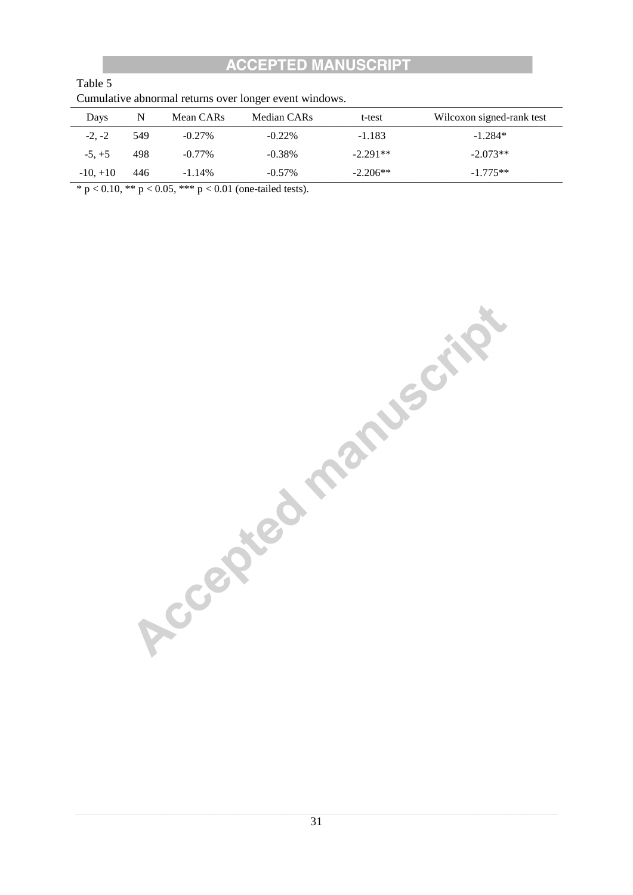Table 5

Cumulative abnormal returns over longer event windows.

| Days | N | Mean CARs | Median CARs | t-test | Wilcoxon signed-rank test |
|---|---|---|---|---|---|
| -2, -2 | 549 | -0.27% | -0.22% | -1.183 | -1.284* |
| -5, +5 | 498 | -0.77% | -0.38% | -2.291** | -2.073** |
| -10, +10 | 446 | -1.14% | -0.57% | -2.206** | -1.775** |

* $p < 0.10$, ** $p < 0.05$, *** $p < 0.01$ (one-tailed tests).